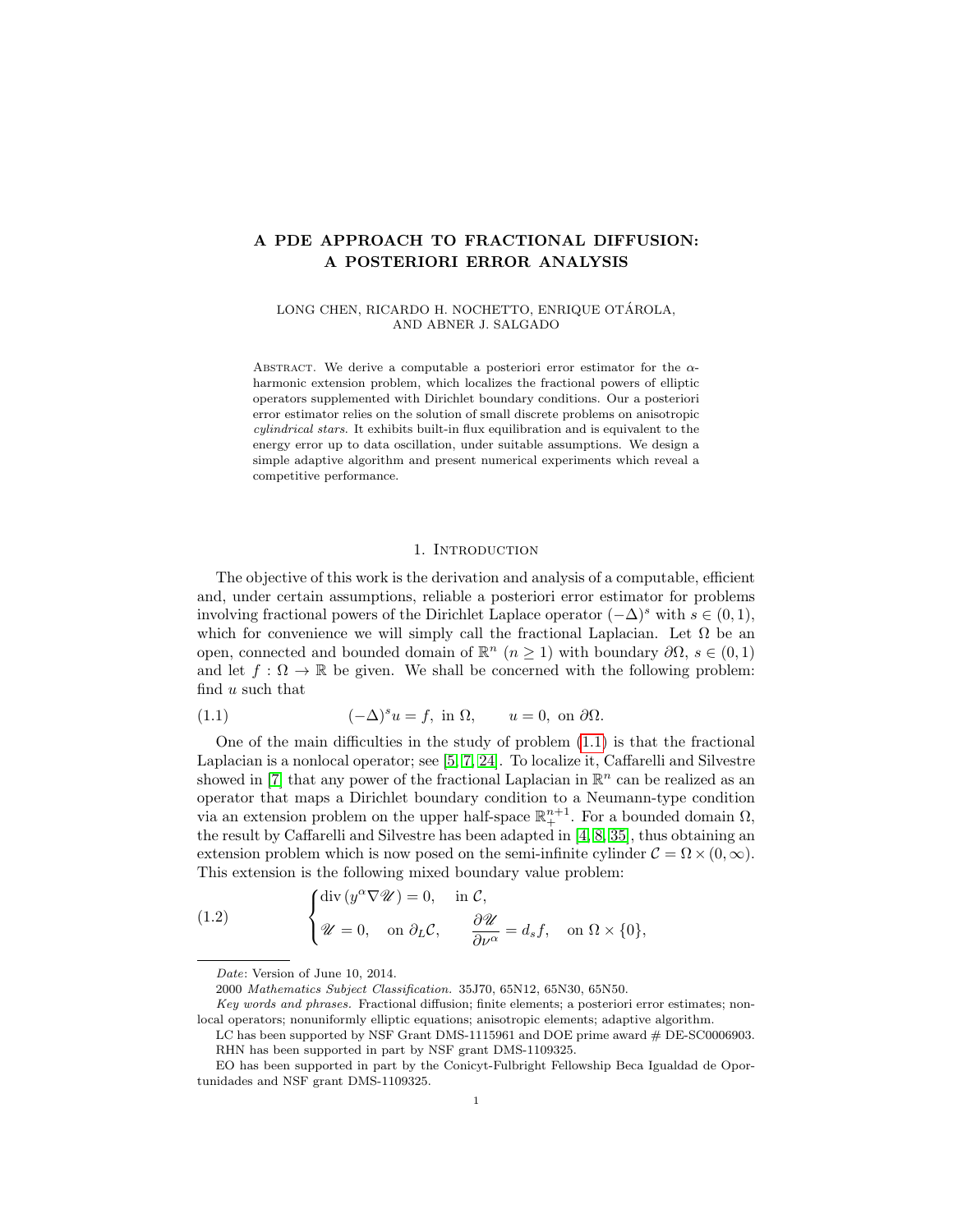# A PDE APPROACH TO FRACTIONAL DIFFUSION: A POSTERIORI ERROR ANALYSIS

LONG CHEN, RICARDO H. NOCHETTO, ENRIQUE OTÁROLA, AND ABNER J. SALGADO

Abstract. We derive a computable a posteriori error estimator for the $\alpha$-harmonic extension problem, which localizes the fractional powers of elliptic operators supplemented with Dirichlet boundary conditions. Our a posteriori error estimator relies on the solution of small discrete problems on anisotropic *cylindrical stars*. It exhibits built-in flux equilibration and is equivalent to the energy error up to data oscillation, under suitable assumptions. We design a simple adaptive algorithm and present numerical experiments which reveal a competitive performance.

## 1. Introduction

The objective of this work is the derivation and analysis of a computable, efficient and, under certain assumptions, reliable a posteriori error estimator for problems involving fractional powers of the Dirichlet Laplace operator $(-\Delta)^s$ with $s \in (0,1)$, which for convenience we will simply call the fractional Laplacian. Let $\Omega$ be an open, connected and bounded domain of $\mathbb{R}^n$ $(n \geq 1)$ with boundary $\partial\Omega$, $s \in (0,1)$ and let $f : \Omega \to \mathbb{R}$ be given. We shall be concerned with the following problem: find $u$ such that

$$(-\Delta)^s u = f, \text{ in } \Omega, \qquad u = 0, \text{ on } \partial\Omega. \tag{1.1}$$

One of the main difficulties in the study of problem (1.1) is that the fractional Laplacian is a nonlocal operator; see [5, 7, 24]. To localize it, Caffarelli and Silvestre showed in [7] that any power of the fractional Laplacian in $\mathbb{R}^n$ can be realized as an operator that maps a Dirichlet boundary condition to a Neumann-type condition via an extension problem on the upper half-space $\mathbb{R}^{n+1}_+$. For a bounded domain $\Omega$, the result by Caffarelli and Silvestre has been adapted in [4, 8, 35], thus obtaining an extension problem which is now posed on the semi-infinite cylinder $\mathcal{C} = \Omega \times (0,\infty)$. This extension is the following mixed boundary value problem:

$$\begin{cases} \operatorname{div}(y^\alpha \nabla \mathscr{U}) = 0, \quad \text{in } \mathcal{C}, \\ \mathscr{U} = 0, \quad \text{on } \partial_L \mathcal{C}, \qquad \dfrac{\partial \mathscr{U}}{\partial \nu^\alpha} = d_s f, \quad \text{on } \Omega \times \{0\}, \end{cases} \tag{1.2}$$

---

*Date*: Version of June 10, 2014.

2000 *Mathematics Subject Classification.* 35J70, 65N12, 65N30, 65N50.

*Key words and phrases.* Fractional diffusion; finite elements; a posteriori error estimates; nonlocal operators; nonuniformly elliptic equations; anisotropic elements; adaptive algorithm.

LC has been supported by NSF Grant DMS-1115961 and DOE prime award # DE-SC0006903.

RHN has been supported in part by NSF grant DMS-1109325.

EO has been supported in part by the Conicyt-Fulbright Fellowship Beca Igualdad de Oportunidades and NSF grant DMS-1109325.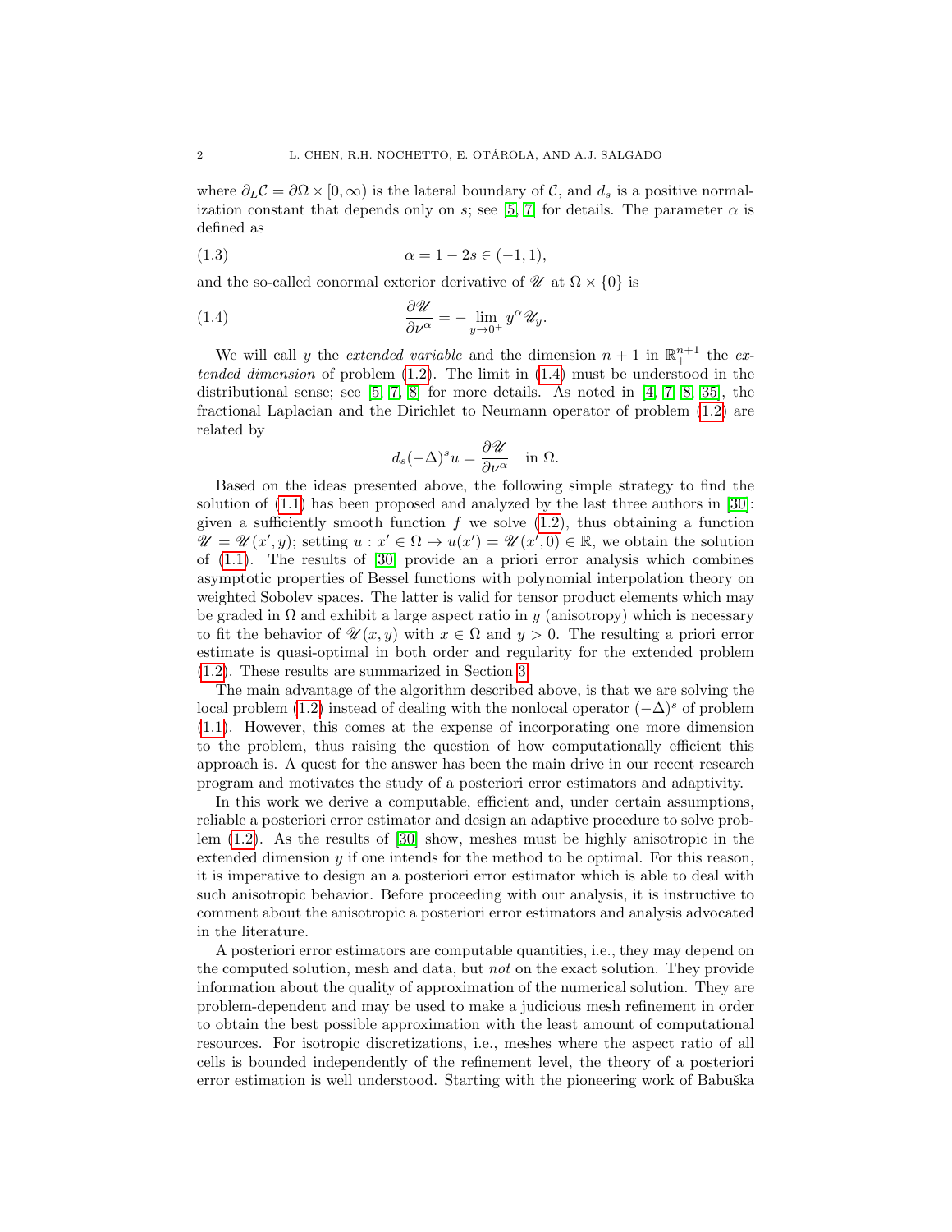where $\partial_L \mathcal{C} = \partial\Omega \times [0, \infty)$ is the lateral boundary of $\mathcal{C}$, and $d_s$ is a positive normalization constant that depends only on $s$; see [5, 7] for details. The parameter $\alpha$ is defined as

$$\alpha = 1 - 2s \in (-1, 1), \tag{1.3}$$

and the so-called conormal exterior derivative of $\mathscr{U}$ at $\Omega \times \{0\}$ is

$$\frac{\partial \mathscr{U}}{\partial \nu^\alpha} = -\lim_{y \to 0^+} y^\alpha \mathscr{U}_y. \tag{1.4}$$

We will call $y$ the *extended variable* and the dimension $n+1$ in $\mathbb{R}^{n+1}_+$ the *extended dimension* of problem (1.2). The limit in (1.4) must be understood in the distributional sense; see [5, 7, 8] for more details. As noted in [4, 7, 8, 35], the fractional Laplacian and the Dirichlet to Neumann operator of problem (1.2) are related by

$$d_s(-\Delta)^s u = \frac{\partial \mathscr{U}}{\partial \nu^\alpha} \quad \text{in } \Omega.$$

Based on the ideas presented above, the following simple strategy to find the solution of (1.1) has been proposed and analyzed by the last three authors in [30]: given a sufficiently smooth function $f$ we solve (1.2), thus obtaining a function $\mathscr{U} = \mathscr{U}(x', y)$; setting $u : x' \in \Omega \mapsto u(x') = \mathscr{U}(x', 0) \in \mathbb{R}$, we obtain the solution of (1.1). The results of [30] provide an a priori error analysis which combines asymptotic properties of Bessel functions with polynomial interpolation theory on weighted Sobolev spaces. The latter is valid for tensor product elements which may be graded in $\Omega$ and exhibit a large aspect ratio in $y$ (anisotropy) which is necessary to fit the behavior of $\mathscr{U}(x, y)$ with $x \in \Omega$ and $y > 0$. The resulting a priori error estimate is quasi-optimal in both order and regularity for the extended problem (1.2). These results are summarized in Section 3.

The main advantage of the algorithm described above, is that we are solving the local problem (1.2) instead of dealing with the nonlocal operator $(-\Delta)^s$ of problem (1.1). However, this comes at the expense of incorporating one more dimension to the problem, thus raising the question of how computationally efficient this approach is. A quest for the answer has been the main drive in our recent research program and motivates the study of a posteriori error estimators and adaptivity.

In this work we derive a computable, efficient and, under certain assumptions, reliable a posteriori error estimator and design an adaptive procedure to solve problem (1.2). As the results of [30] show, meshes must be highly anisotropic in the extended dimension $y$ if one intends for the method to be optimal. For this reason, it is imperative to design an a posteriori error estimator which is able to deal with such anisotropic behavior. Before proceeding with our analysis, it is instructive to comment about the anisotropic a posteriori error estimators and analysis advocated in the literature.

A posteriori error estimators are computable quantities, i.e., they may depend on the computed solution, mesh and data, but *not* on the exact solution. They provide information about the quality of approximation of the numerical solution. They are problem-dependent and may be used to make a judicious mesh refinement in order to obtain the best possible approximation with the least amount of computational resources. For isotropic discretizations, i.e., meshes where the aspect ratio of all cells is bounded independently of the refinement level, the theory of a posteriori error estimation is well understood. Starting with the pioneering work of Babuška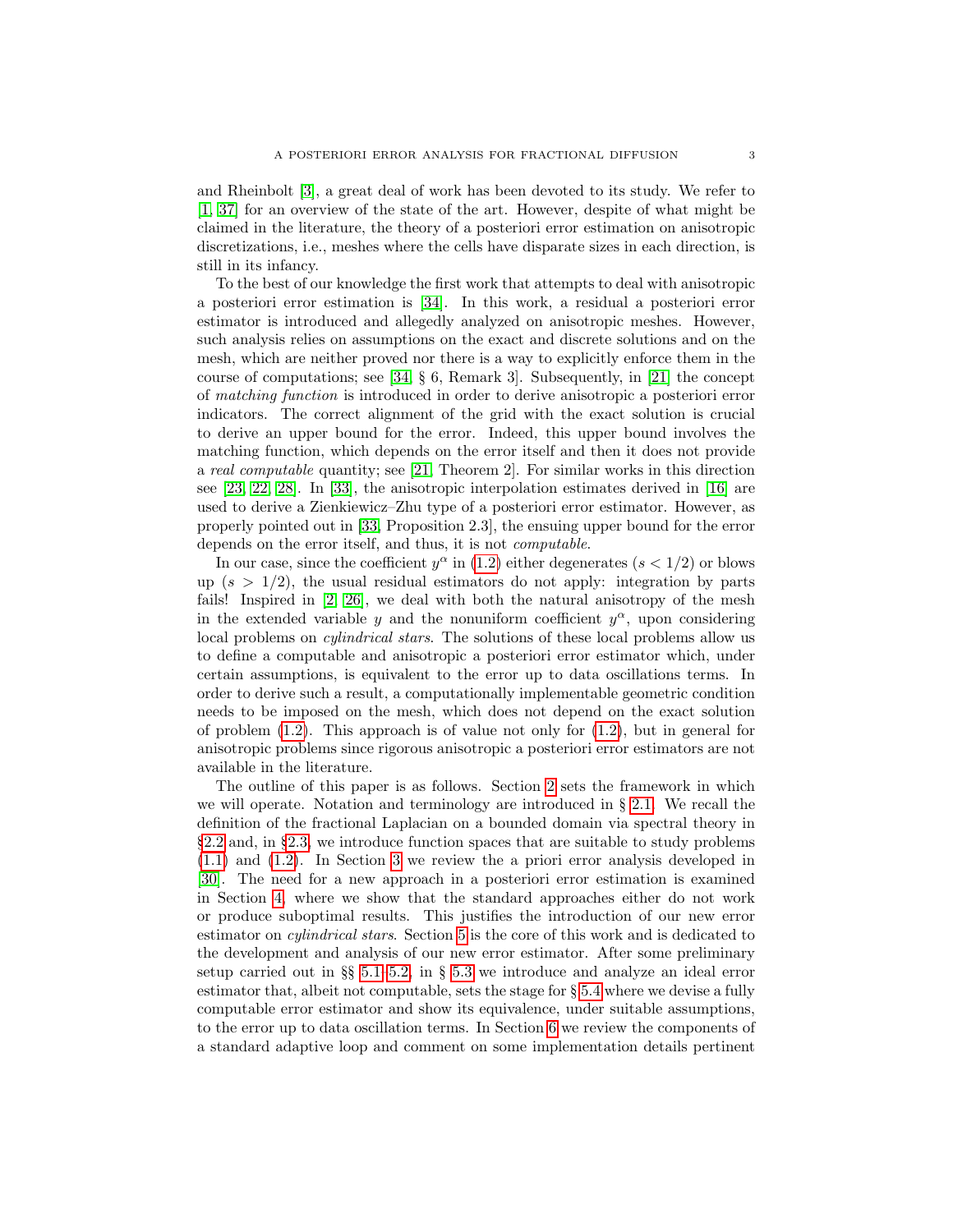and Rheinbolt [3], a great deal of work has been devoted to its study. We refer to [1, 37] for an overview of the state of the art. However, despite of what might be claimed in the literature, the theory of a posteriori error estimation on anisotropic discretizations, i.e., meshes where the cells have disparate sizes in each direction, is still in its infancy.

To the best of our knowledge the first work that attempts to deal with anisotropic a posteriori error estimation is [34]. In this work, a residual a posteriori error estimator is introduced and allegedly analyzed on anisotropic meshes. However, such analysis relies on assumptions on the exact and discrete solutions and on the mesh, which are neither proved nor there is a way to explicitly enforce them in the course of computations; see [34, § 6, Remark 3]. Subsequently, in [21] the concept of *matching function* is introduced in order to derive anisotropic a posteriori error indicators. The correct alignment of the grid with the exact solution is crucial to derive an upper bound for the error. Indeed, this upper bound involves the matching function, which depends on the error itself and then it does not provide a *real computable* quantity; see [21, Theorem 2]. For similar works in this direction see [23, 22, 28]. In [33], the anisotropic interpolation estimates derived in [16] are used to derive a Zienkiewicz–Zhu type of a posteriori error estimator. However, as properly pointed out in [33, Proposition 2.3], the ensuing upper bound for the error depends on the error itself, and thus, it is not *computable*.

In our case, since the coefficient $y^\alpha$ in (1.2) either degenerates ($s < 1/2$) or blows up ($s > 1/2$), the usual residual estimators do not apply: integration by parts fails! Inspired in [2, 26], we deal with both the natural anisotropy of the mesh in the extended variable $y$ and the nonuniform coefficient $y^\alpha$, upon considering local problems on *cylindrical stars*. The solutions of these local problems allow us to define a computable and anisotropic a posteriori error estimator which, under certain assumptions, is equivalent to the error up to data oscillations terms. In order to derive such a result, a computationally implementable geometric condition needs to be imposed on the mesh, which does not depend on the exact solution of problem (1.2). This approach is of value not only for (1.2), but in general for anisotropic problems since rigorous anisotropic a posteriori error estimators are not available in the literature.

The outline of this paper is as follows. Section 2 sets the framework in which we will operate. Notation and terminology are introduced in § 2.1. We recall the definition of the fractional Laplacian on a bounded domain via spectral theory in §2.2 and, in §2.3, we introduce function spaces that are suitable to study problems (1.1) and (1.2). In Section 3 we review the a priori error analysis developed in [30]. The need for a new approach in a posteriori error estimation is examined in Section 4, where we show that the standard approaches either do not work or produce suboptimal results. This justifies the introduction of our new error estimator on *cylindrical stars*. Section 5 is the core of this work and is dedicated to the development and analysis of our new error estimator. After some preliminary setup carried out in §§ 5.1–5.2, in § 5.3 we introduce and analyze an ideal error estimator that, albeit not computable, sets the stage for § 5.4 where we devise a fully computable error estimator and show its equivalence, under suitable assumptions, to the error up to data oscillation terms. In Section 6 we review the components of a standard adaptive loop and comment on some implementation details pertinent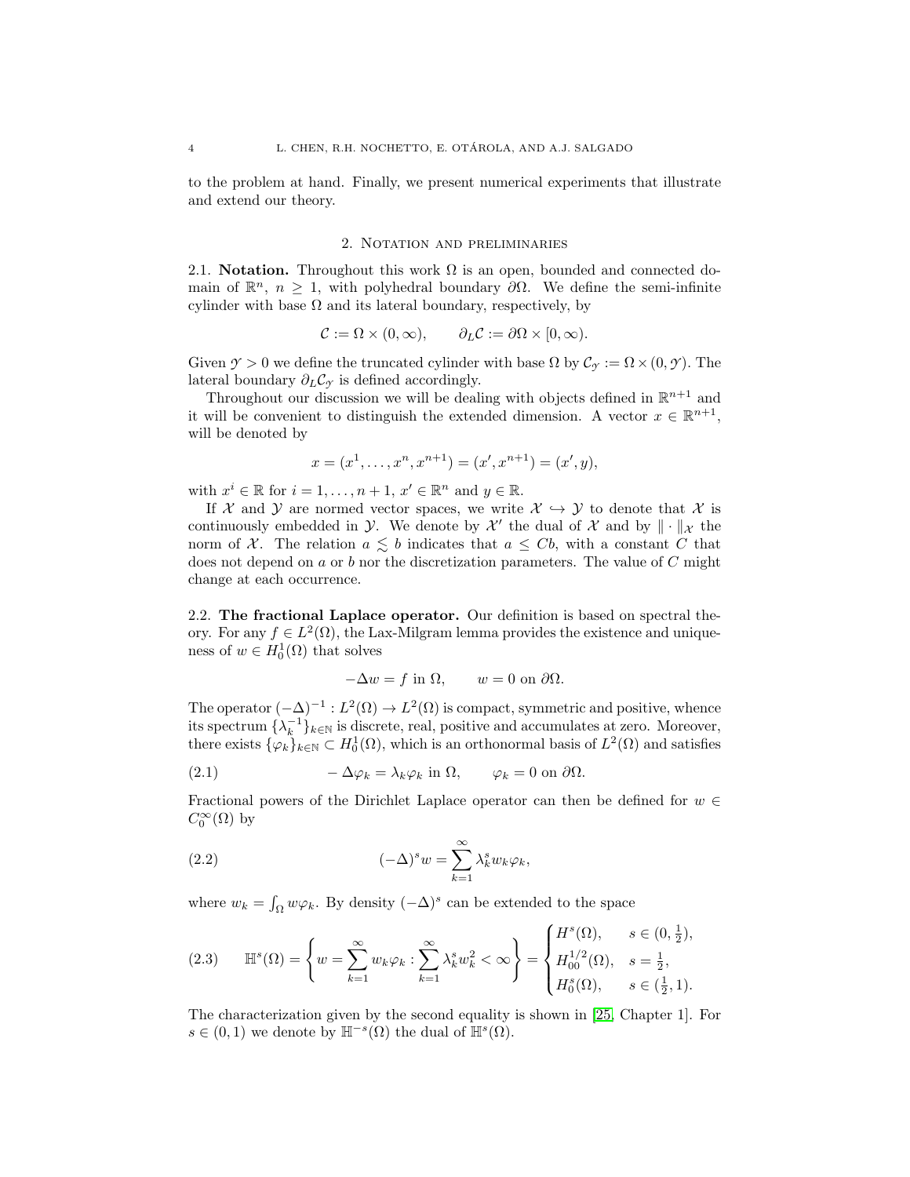to the problem at hand. Finally, we present numerical experiments that illustrate and extend our theory.

## 2. Notation and preliminaries

**2.1. Notation.** Throughout this work $\Omega$ is an open, bounded and connected domain of $\mathbb{R}^n$, $n \geq 1$, with polyhedral boundary $\partial\Omega$. We define the semi-infinite cylinder with base $\Omega$ and its lateral boundary, respectively, by

$$\mathcal{C} := \Omega \times (0, \infty), \qquad \partial_L \mathcal{C} := \partial\Omega \times [0, \infty).$$

Given $\mathcal{Y} > 0$ we define the truncated cylinder with base $\Omega$ by $\mathcal{C}_\mathcal{Y} := \Omega \times (0, \mathcal{Y})$. The lateral boundary $\partial_L \mathcal{C}_\mathcal{Y}$ is defined accordingly.

Throughout our discussion we will be dealing with objects defined in $\mathbb{R}^{n+1}$ and it will be convenient to distinguish the extended dimension. A vector $x \in \mathbb{R}^{n+1}$, will be denoted by

$$x = (x^1, \ldots, x^n, x^{n+1}) = (x', x^{n+1}) = (x', y),$$

with $x^i \in \mathbb{R}$ for $i = 1, \ldots, n+1$, $x' \in \mathbb{R}^n$ and $y \in \mathbb{R}$.

If $\mathcal{X}$ and $\mathcal{Y}$ are normed vector spaces, we write $\mathcal{X} \hookrightarrow \mathcal{Y}$ to denote that $\mathcal{X}$ is continuously embedded in $\mathcal{Y}$. We denote by $\mathcal{X}'$ the dual of $\mathcal{X}$ and by $\| \cdot \|_\mathcal{X}$ the norm of $\mathcal{X}$. The relation $a \lesssim b$ indicates that $a \leq Cb$, with a constant $C$ that does not depend on $a$ or $b$ nor the discretization parameters. The value of $C$ might change at each occurrence.

**2.2. The fractional Laplace operator.** Our definition is based on spectral theory. For any $f \in L^2(\Omega)$, the Lax-Milgram lemma provides the existence and uniqueness of $w \in H_0^1(\Omega)$ that solves

$$-\Delta w = f \text{ in } \Omega, \qquad w = 0 \text{ on } \partial\Omega.$$

The operator $(-\Delta)^{-1} : L^2(\Omega) \to L^2(\Omega)$ is compact, symmetric and positive, whence its spectrum $\{\lambda_k^{-1}\}_{k \in \mathbb{N}}$ is discrete, real, positive and accumulates at zero. Moreover, there exists $\{\varphi_k\}_{k \in \mathbb{N}} \subset H_0^1(\Omega)$, which is an orthonormal basis of $L^2(\Omega)$ and satisfies

$$-\Delta \varphi_k = \lambda_k \varphi_k \text{ in } \Omega, \qquad \varphi_k = 0 \text{ on } \partial\Omega. \tag{2.1}$$

Fractional powers of the Dirichlet Laplace operator can then be defined for $w \in C_0^\infty(\Omega)$ by

$$(-\Delta)^s w = \sum_{k=1}^\infty \lambda_k^s w_k \varphi_k, \tag{2.2}$$

where $w_k = \int_\Omega w \varphi_k$. By density $(-\Delta)^s$ can be extended to the space

$$\mathbb{H}^s(\Omega) = \left\{ w = \sum_{k=1}^\infty w_k \varphi_k : \sum_{k=1}^\infty \lambda_k^s w_k^2 < \infty \right\} = \begin{cases} H^s(\Omega), & s \in (0, \frac{1}{2}), \\ H_{00}^{1/2}(\Omega), & s = \frac{1}{2}, \\ H_0^s(\Omega), & s \in (\frac{1}{2}, 1). \end{cases} \tag{2.3}$$

The characterization given by the second equality is shown in [25, Chapter 1]. For $s \in (0, 1)$ we denote by $\mathbb{H}^{-s}(\Omega)$ the dual of $\mathbb{H}^s(\Omega)$.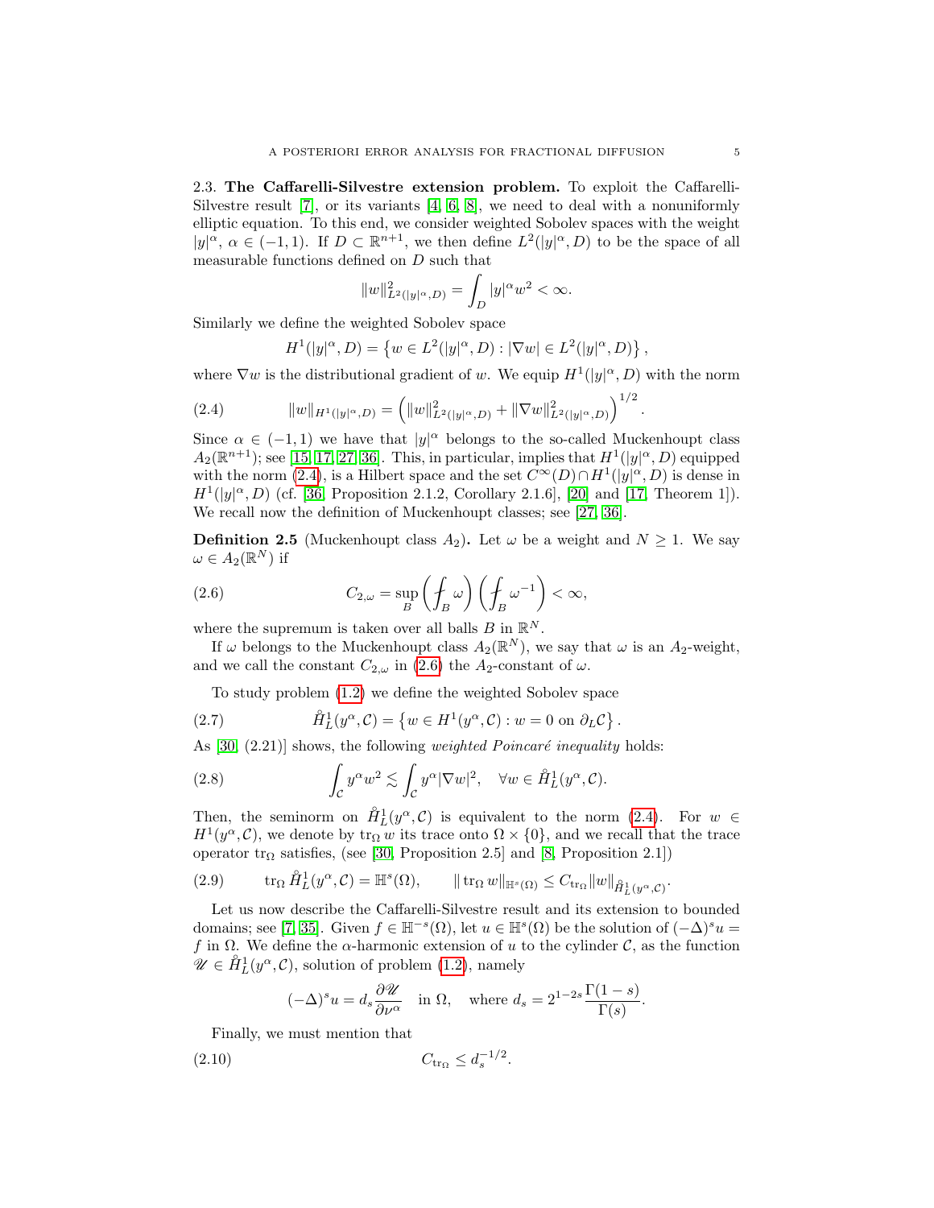2.3. **The Caffarelli-Silvestre extension problem.** To exploit the Caffarelli-Silvestre result [7], or its variants [4, 6, 8], we need to deal with a nonuniformly elliptic equation. To this end, we consider weighted Sobolev spaces with the weight $|y|^\alpha$, $\alpha \in (-1,1)$. If $D \subset \mathbb{R}^{n+1}$, we then define $L^2(|y|^\alpha, D)$ to be the space of all measurable functions defined on $D$ such that

$$\|w\|^2_{L^2(|y|^\alpha,D)} = \int_D |y|^\alpha w^2 < \infty.$$

Similarly we define the weighted Sobolev space

$$H^1(|y|^\alpha, D) = \left\{ w \in L^2(|y|^\alpha, D) : |\nabla w| \in L^2(|y|^\alpha, D) \right\},$$

where $\nabla w$ is the distributional gradient of $w$. We equip $H^1(|y|^\alpha, D)$ with the norm

$$\|w\|_{H^1(|y|^\alpha,D)} = \left( \|w\|^2_{L^2(|y|^\alpha,D)} + \|\nabla w\|^2_{L^2(|y|^\alpha,D)} \right)^{1/2}. \tag{2.4}$$

Since $\alpha \in (-1,1)$ we have that $|y|^\alpha$ belongs to the so-called Muckenhoupt class $A_2(\mathbb{R}^{n+1})$; see [15, 17, 27, 36]. This, in particular, implies that $H^1(|y|^\alpha, D)$ equipped with the norm (2.4), is a Hilbert space and the set $C^\infty(D) \cap H^1(|y|^\alpha, D)$ is dense in $H^1(|y|^\alpha, D)$ (cf. [36, Proposition 2.1.2, Corollary 2.1.6], [20] and [17, Theorem 1]). We recall now the definition of Muckenhoupt classes; see [27, 36].

**Definition 2.5** (Muckenhoupt class $A_2$)**.** Let $\omega$ be a weight and $N \geq 1$. We say $\omega \in A_2(\mathbb{R}^N)$ if

$$C_{2,\omega} = \sup_B \left( \fint_B \omega \right) \left( \fint_B \omega^{-1} \right) < \infty, \tag{2.6}$$

where the supremum is taken over all balls $B$ in $\mathbb{R}^N$.

If $\omega$ belongs to the Muckenhoupt class $A_2(\mathbb{R}^N)$, we say that $\omega$ is an $A_2$-weight, and we call the constant $C_{2,\omega}$ in (2.6) the $A_2$-constant of $\omega$.

To study problem (1.2) we define the weighted Sobolev space

$$\mathring{H}^1_L(y^\alpha, \mathcal{C}) = \left\{ w \in H^1(y^\alpha, \mathcal{C}) : w = 0 \text{ on } \partial_L \mathcal{C} \right\}. \tag{2.7}$$

As [30, (2.21)] shows, the following *weighted Poincaré inequality* holds:

$$\int_{\mathcal{C}} y^\alpha w^2 \lesssim \int_{\mathcal{C}} y^\alpha |\nabla w|^2, \quad \forall w \in \mathring{H}^1_L(y^\alpha, \mathcal{C}). \tag{2.8}$$

Then, the seminorm on $\mathring{H}^1_L(y^\alpha, \mathcal{C})$ is equivalent to the norm (2.4). For $w \in H^1(y^\alpha, \mathcal{C})$, we denote by $\operatorname{tr}_\Omega w$ its trace onto $\Omega \times \{0\}$, and we recall that the trace operator $\operatorname{tr}_\Omega$ satisfies, (see [30, Proposition 2.5] and [8, Proposition 2.1])

$$\operatorname{tr}_\Omega \mathring{H}^1_L(y^\alpha, \mathcal{C}) = \mathbb{H}^s(\Omega), \qquad \|\operatorname{tr}_\Omega w\|_{\mathbb{H}^s(\Omega)} \leq C_{\operatorname{tr}_\Omega} \|w\|_{\mathring{H}^1_L(y^\alpha,\mathcal{C})}. \tag{2.9}$$

Let us now describe the Caffarelli-Silvestre result and its extension to bounded domains; see [7, 35]. Given $f \in \mathbb{H}^{-s}(\Omega)$, let $u \in \mathbb{H}^s(\Omega)$ be the solution of $(-\Delta)^s u = f$ in $\Omega$. We define the $\alpha$-harmonic extension of $u$ to the cylinder $\mathcal{C}$, as the function $\mathscr{U} \in \mathring{H}^1_L(y^\alpha, \mathcal{C})$, solution of problem (1.2), namely

$$(-\Delta)^s u = d_s \frac{\partial \mathscr{U}}{\partial \nu^\alpha} \quad \text{in } \Omega, \quad \text{where } d_s = 2^{1-2s} \frac{\Gamma(1-s)}{\Gamma(s)}.$$

Finally, we must mention that

$$C_{\operatorname{tr}_\Omega} \leq d_s^{-1/2}. \tag{2.10}$$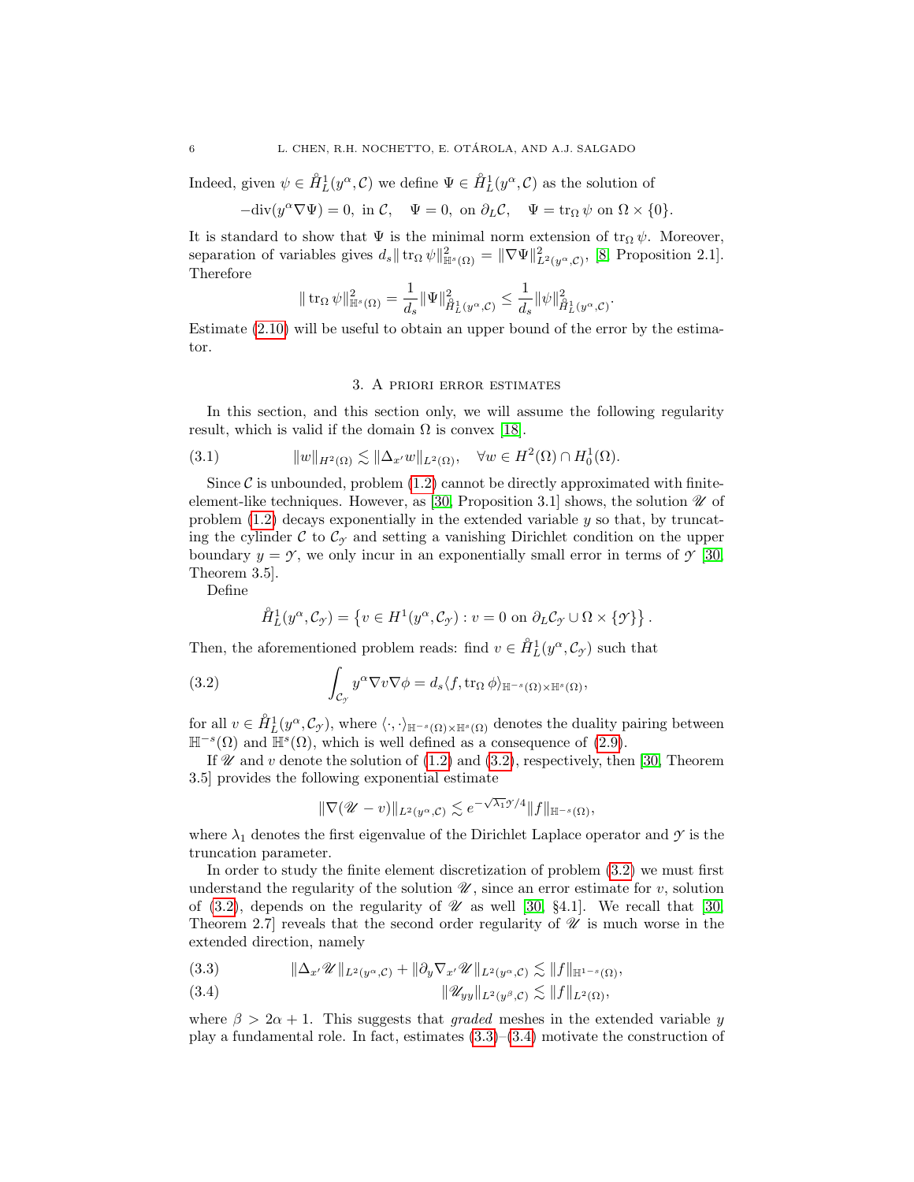Indeed, given $\psi \in \mathring{H}^1_L(y^\alpha, \mathcal{C})$ we define $\Psi \in \mathring{H}^1_L(y^\alpha, \mathcal{C})$ as the solution of

$$-\mathrm{div}(y^\alpha \nabla \Psi) = 0, \text{ in } \mathcal{C}, \quad \Psi = 0, \text{ on } \partial_L \mathcal{C}, \quad \Psi = \mathrm{tr}_\Omega \psi \text{ on } \Omega \times \{0\}.$$

It is standard to show that $\Psi$ is the minimal norm extension of $\mathrm{tr}_\Omega \psi$. Moreover, separation of variables gives $d_s \|\mathrm{tr}_\Omega \psi\|^2_{\mathbb{H}^s(\Omega)} = \|\nabla \Psi\|^2_{L^2(y^\alpha, \mathcal{C})}$, [8, Proposition 2.1]. Therefore

$$\|\mathrm{tr}_\Omega \psi\|^2_{\mathbb{H}^s(\Omega)} = \frac{1}{d_s}\|\Psi\|^2_{\mathring{H}^1_L(y^\alpha, \mathcal{C})} \leq \frac{1}{d_s}\|\psi\|^2_{\mathring{H}^1_L(y^\alpha, \mathcal{C})}.$$

Estimate (2.10) will be useful to obtain an upper bound of the error by the estimator.

## 3. A priori error estimates

In this section, and this section only, we will assume the following regularity result, which is valid if the domain $\Omega$ is convex [18].

$$\|w\|_{H^2(\Omega)} \lesssim \|\Delta_{x'} w\|_{L^2(\Omega)}, \quad \forall w \in H^2(\Omega) \cap H^1_0(\Omega). \tag{3.1}$$

Since $\mathcal{C}$ is unbounded, problem (1.2) cannot be directly approximated with finite-element-like techniques. However, as [30, Proposition 3.1] shows, the solution $\mathscr{U}$ of problem (1.2) decays exponentially in the extended variable $y$ so that, by truncating the cylinder $\mathcal{C}$ to $\mathcal{C}_\mathcal{Y}$ and setting a vanishing Dirichlet condition on the upper boundary $y = \mathcal{Y}$, we only incur in an exponentially small error in terms of $\mathcal{Y}$ [30, Theorem 3.5].

Define

$$\mathring{H}^1_L(y^\alpha, \mathcal{C}_\mathcal{Y}) = \left\{ v \in H^1(y^\alpha, \mathcal{C}_\mathcal{Y}) : v = 0 \text{ on } \partial_L \mathcal{C}_\mathcal{Y} \cup \Omega \times \{\mathcal{Y}\} \right\}.$$

Then, the aforementioned problem reads: find $v \in \mathring{H}^1_L(y^\alpha, \mathcal{C}_\mathcal{Y})$ such that

$$\int_{\mathcal{C}_\mathcal{Y}} y^\alpha \nabla v \nabla \phi = d_s \langle f, \mathrm{tr}_\Omega \phi \rangle_{\mathbb{H}^{-s}(\Omega) \times \mathbb{H}^s(\Omega)}, \tag{3.2}$$

for all $v \in \mathring{H}^1_L(y^\alpha, \mathcal{C}_\mathcal{Y})$, where $\langle \cdot, \cdot \rangle_{\mathbb{H}^{-s}(\Omega) \times \mathbb{H}^s(\Omega)}$ denotes the duality pairing between $\mathbb{H}^{-s}(\Omega)$ and $\mathbb{H}^s(\Omega)$, which is well defined as a consequence of (2.9).

If $\mathscr{U}$ and $v$ denote the solution of (1.2) and (3.2), respectively, then [30, Theorem 3.5] provides the following exponential estimate

$$\|\nabla(\mathscr{U} - v)\|_{L^2(y^\alpha, \mathcal{C})} \lesssim e^{-\sqrt{\lambda_1}\mathcal{Y}/4} \|f\|_{\mathbb{H}^{-s}(\Omega)},$$

where $\lambda_1$ denotes the first eigenvalue of the Dirichlet Laplace operator and $\mathcal{Y}$ is the truncation parameter.

In order to study the finite element discretization of problem (3.2) we must first understand the regularity of the solution $\mathscr{U}$, since an error estimate for $v$, solution of (3.2), depends on the regularity of $\mathscr{U}$ as well [30, §4.1]. We recall that [30, Theorem 2.7] reveals that the second order regularity of $\mathscr{U}$ is much worse in the extended direction, namely

$$\|\Delta_{x'} \mathscr{U}\|_{L^2(y^\alpha, \mathcal{C})} + \|\partial_y \nabla_{x'} \mathscr{U}\|_{L^2(y^\alpha, \mathcal{C})} \lesssim \|f\|_{\mathbb{H}^{1-s}(\Omega)}, \tag{3.3}$$

$$\|\mathscr{U}_{yy}\|_{L^2(y^\beta, \mathcal{C})} \lesssim \|f\|_{L^2(\Omega)}, \tag{3.4}$$

where $\beta > 2\alpha + 1$. This suggests that *graded* meshes in the extended variable $y$ play a fundamental role. In fact, estimates (3.3)–(3.4) motivate the construction of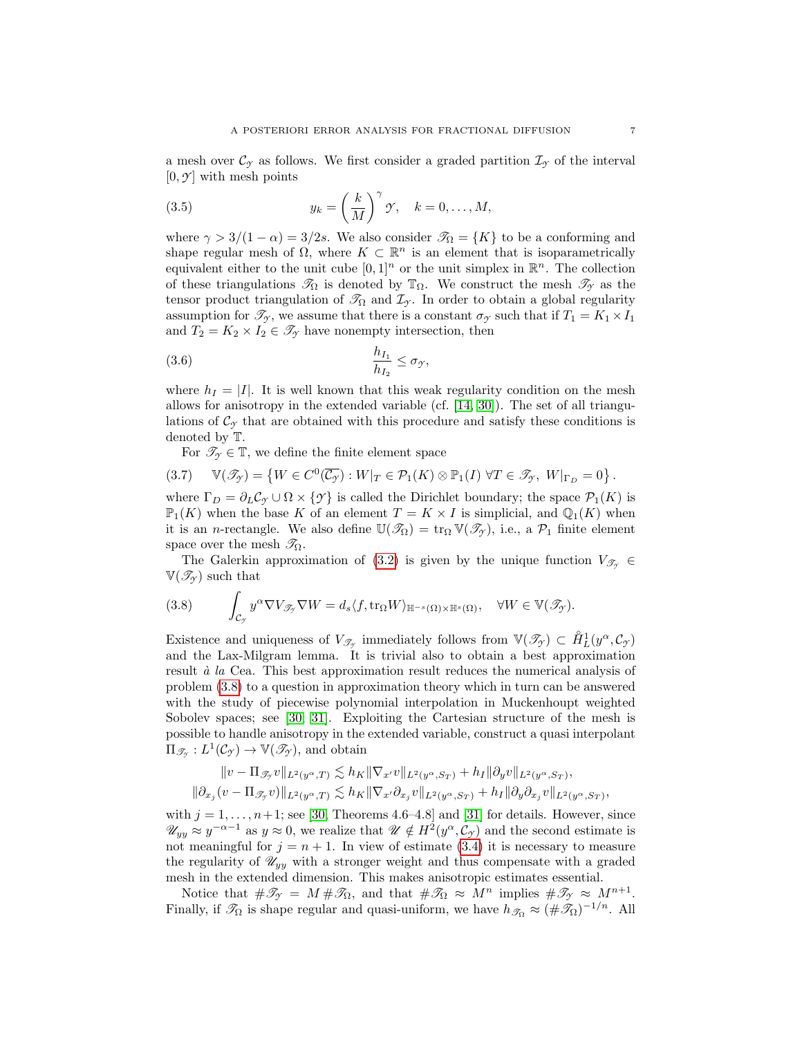a mesh over $\mathcal{C}_\mathcal{Y}$ as follows. We first consider a graded partition $\mathcal{I}_\mathcal{Y}$ of the interval $[0, \mathcal{Y}]$ with mesh points

$$
y_k = \left( \frac{k}{M} \right)^\gamma \mathcal{Y}, \quad k = 0, \ldots, M, \tag{3.5}
$$

where $\gamma > 3/(1-\alpha) = 3/2s$. We also consider $\mathscr{T}_\Omega = \{K\}$ to be a conforming and shape regular mesh of $\Omega$, where $K \subset \mathbb{R}^n$ is an element that is isoparametrically equivalent either to the unit cube $[0,1]^n$ or the unit simplex in $\mathbb{R}^n$. The collection of these triangulations $\mathscr{T}_\Omega$ is denoted by $\mathbb{T}_\Omega$. We construct the mesh $\mathscr{T}_\mathcal{Y}$ as the tensor product triangulation of $\mathscr{T}_\Omega$ and $\mathcal{I}_\mathcal{Y}$. In order to obtain a global regularity assumption for $\mathscr{T}_\mathcal{Y}$, we assume that there is a constant $\sigma_\mathcal{Y}$ such that if $T_1 = K_1 \times I_1$ and $T_2 = K_2 \times I_2 \in \mathscr{T}_\mathcal{Y}$ have nonempty intersection, then

$$
\frac{h_{I_1}}{h_{I_2}} \leq \sigma_\mathcal{Y}, \tag{3.6}
$$

where $h_I = |I|$. It is well known that this weak regularity condition on the mesh allows for anisotropy in the extended variable (cf. [14, 30]). The set of all triangulations of $\mathcal{C}_\mathcal{Y}$ that are obtained with this procedure and satisfy these conditions is denoted by $\mathbb{T}$.

For $\mathscr{T}_\mathcal{Y} \in \mathbb{T}$, we define the finite element space

$$
\mathbb{V}(\mathscr{T}_\mathcal{Y}) = \left\{ W \in C^0(\overline{\mathcal{C}_\mathcal{Y}}) : W|_T \in \mathcal{P}_1(K) \otimes \mathbb{P}_1(I) \ \forall T \in \mathscr{T}_\mathcal{Y}, \ W|_{\Gamma_D} = 0 \right\}. \tag{3.7}
$$

where $\Gamma_D = \partial_L \mathcal{C}_\mathcal{Y} \cup \Omega \times \{\mathcal{Y}\}$ is called the Dirichlet boundary; the space $\mathcal{P}_1(K)$ is $\mathbb{P}_1(K)$ when the base $K$ of an element $T = K \times I$ is simplicial, and $\mathbb{Q}_1(K)$ when it is an $n$-rectangle. We also define $\mathbb{U}(\mathscr{T}_\Omega) = \operatorname{tr}_\Omega \mathbb{V}(\mathscr{T}_\mathcal{Y})$, i.e., a $\mathcal{P}_1$ finite element space over the mesh $\mathscr{T}_\Omega$.

The Galerkin approximation of (3.2) is given by the unique function $V_{\mathscr{T}_\mathcal{Y}} \in \mathbb{V}(\mathscr{T}_\mathcal{Y})$ such that

$$
\int_{\mathcal{C}_\mathcal{Y}} y^\alpha \nabla V_{\mathscr{T}_\mathcal{Y}} \nabla W = d_s \langle f, \operatorname{tr}_\Omega W \rangle_{\mathbb{H}^{-s}(\Omega) \times \mathbb{H}^s(\Omega)}, \quad \forall W \in \mathbb{V}(\mathscr{T}_\mathcal{Y}). \tag{3.8}
$$

Existence and uniqueness of $V_{\mathscr{T}_\mathcal{Y}}$ immediately follows from $\mathbb{V}(\mathscr{T}_\mathcal{Y}) \subset \mathring{H}^1_L(y^\alpha, \mathcal{C}_\mathcal{Y})$ and the Lax-Milgram lemma. It is trivial also to obtain a best approximation result *à la* Cea. This best approximation result reduces the numerical analysis of problem (3.8) to a question in approximation theory which in turn can be answered with the study of piecewise polynomial interpolation in Muckenhoupt weighted Sobolev spaces; see [30, 31]. Exploiting the Cartesian structure of the mesh is possible to handle anisotropy in the extended variable, construct a quasi interpolant $\Pi_{\mathscr{T}_\mathcal{Y}} : L^1(\mathcal{C}_\mathcal{Y}) \to \mathbb{V}(\mathscr{T}_\mathcal{Y})$, and obtain

$$
\begin{aligned}
\|v - \Pi_{\mathscr{T}_\mathcal{Y}} v\|_{L^2(y^\alpha, T)} &\lesssim h_K \|\nabla_{x'} v\|_{L^2(y^\alpha, S_T)} + h_I \|\partial_y v\|_{L^2(y^\alpha, S_T)}, \\
\|\partial_{x_j}(v - \Pi_{\mathscr{T}_\mathcal{Y}} v)\|_{L^2(y^\alpha, T)} &\lesssim h_K \|\nabla_{x'} \partial_{x_j} v\|_{L^2(y^\alpha, S_T)} + h_I \|\partial_y \partial_{x_j} v\|_{L^2(y^\alpha, S_T)},
\end{aligned}
$$

with $j = 1, \ldots, n+1$; see [30, Theorems 4.6–4.8] and [31] for details. However, since $\mathscr{U}_{yy} \approx y^{-\alpha-1}$ as $y \approx 0$, we realize that $\mathscr{U} \notin H^2(y^\alpha, \mathcal{C}_\mathcal{Y})$ and the second estimate is not meaningful for $j = n+1$. In view of estimate (3.4) it is necessary to measure the regularity of $\mathscr{U}_{yy}$ with a stronger weight and thus compensate with a graded mesh in the extended dimension. This makes anisotropic estimates essential.

Notice that $\#\mathscr{T}_\mathcal{Y} = M \, \#\mathscr{T}_\Omega$, and that $\#\mathscr{T}_\Omega \approx M^n$ implies $\#\mathscr{T}_\mathcal{Y} \approx M^{n+1}$. Finally, if $\mathscr{T}_\Omega$ is shape regular and quasi-uniform, we have $h_{\mathscr{T}_\Omega} \approx (\#\mathscr{T}_\Omega)^{-1/n}$. All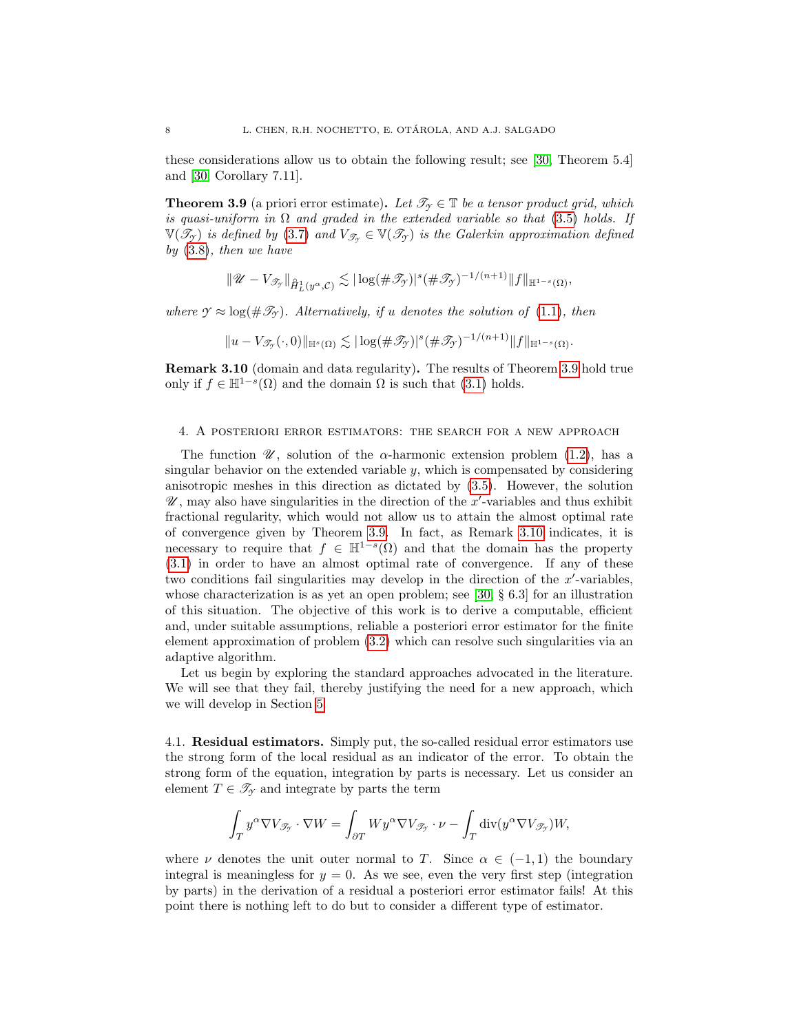these considerations allow us to obtain the following result; see [30, Theorem 5.4] and [30, Corollary 7.11].

**Theorem 3.9** (a priori error estimate)**.** *Let $\mathscr{T}_{\mathscr{Y}} \in \mathbb{T}$ be a tensor product grid, which is quasi-uniform in $\Omega$ and graded in the extended variable so that (3.5) holds. If $\mathbb{V}(\mathscr{T}_{\mathscr{Y}})$ is defined by (3.7) and $V_{\mathscr{T}_{\mathscr{Y}}} \in \mathbb{V}(\mathscr{T}_{\mathscr{Y}})$ is the Galerkin approximation defined by (3.8), then we have*

$$
\|\mathscr{U} - V_{\mathscr{T}_{\mathscr{Y}}}\|_{\mathring{H}^1_L(y^\alpha,\mathcal{C})} \lesssim |\log(\#\mathscr{T}_{\mathscr{Y}})|^s (\#\mathscr{T}_{\mathscr{Y}})^{-1/(n+1)} \|f\|_{\mathbb{H}^{1-s}(\Omega)},
$$

*where $\mathscr{Y} \approx \log(\#\mathscr{T}_{\mathscr{Y}})$. Alternatively, if $u$ denotes the solution of (1.1), then*

$$
\|u - V_{\mathscr{T}_{\mathscr{Y}}}(\cdot,0)\|_{\mathbb{H}^s(\Omega)} \lesssim |\log(\#\mathscr{T}_{\mathscr{Y}})|^s (\#\mathscr{T}_{\mathscr{Y}})^{-1/(n+1)} \|f\|_{\mathbb{H}^{1-s}(\Omega)}.
$$

**Remark 3.10** (domain and data regularity)**.** The results of Theorem 3.9 hold true only if $f \in \mathbb{H}^{1-s}(\Omega)$ and the domain $\Omega$ is such that (3.1) holds.

## 4. A posteriori error estimators: the search for a new approach

The function $\mathscr{U}$, solution of the $\alpha$-harmonic extension problem (1.2), has a singular behavior on the extended variable $y$, which is compensated by considering anisotropic meshes in this direction as dictated by (3.5). However, the solution $\mathscr{U}$, may also have singularities in the direction of the $x'$-variables and thus exhibit fractional regularity, which would not allow us to attain the almost optimal rate of convergence given by Theorem 3.9. In fact, as Remark 3.10 indicates, it is necessary to require that $f \in \mathbb{H}^{1-s}(\Omega)$ and that the domain has the property (3.1) in order to have an almost optimal rate of convergence. If any of these two conditions fail singularities may develop in the direction of the $x'$-variables, whose characterization is as yet an open problem; see [30, § 6.3] for an illustration of this situation. The objective of this work is to derive a computable, efficient and, under suitable assumptions, reliable a posteriori error estimator for the finite element approximation of problem (3.2) which can resolve such singularities via an adaptive algorithm.

Let us begin by exploring the standard approaches advocated in the literature. We will see that they fail, thereby justifying the need for a new approach, which we will develop in Section 5.

### 4.1. Residual estimators.

Simply put, the so-called residual error estimators use the strong form of the local residual as an indicator of the error. To obtain the strong form of the equation, integration by parts is necessary. Let us consider an element $T \in \mathscr{T}_{\mathscr{Y}}$ and integrate by parts the term

$$
\int_T y^\alpha \nabla V_{\mathscr{T}_{\mathscr{Y}}} \cdot \nabla W = \int_{\partial T} W y^\alpha \nabla V_{\mathscr{T}_{\mathscr{Y}}} \cdot \nu - \int_T \operatorname{div}(y^\alpha \nabla V_{\mathscr{T}_{\mathscr{Y}}}) W,
$$

where $\nu$ denotes the unit outer normal to $T$. Since $\alpha \in (-1,1)$ the boundary integral is meaningless for $y = 0$. As we see, even the very first step (integration by parts) in the derivation of a residual a posteriori error estimator fails! At this point there is nothing left to do but to consider a different type of estimator.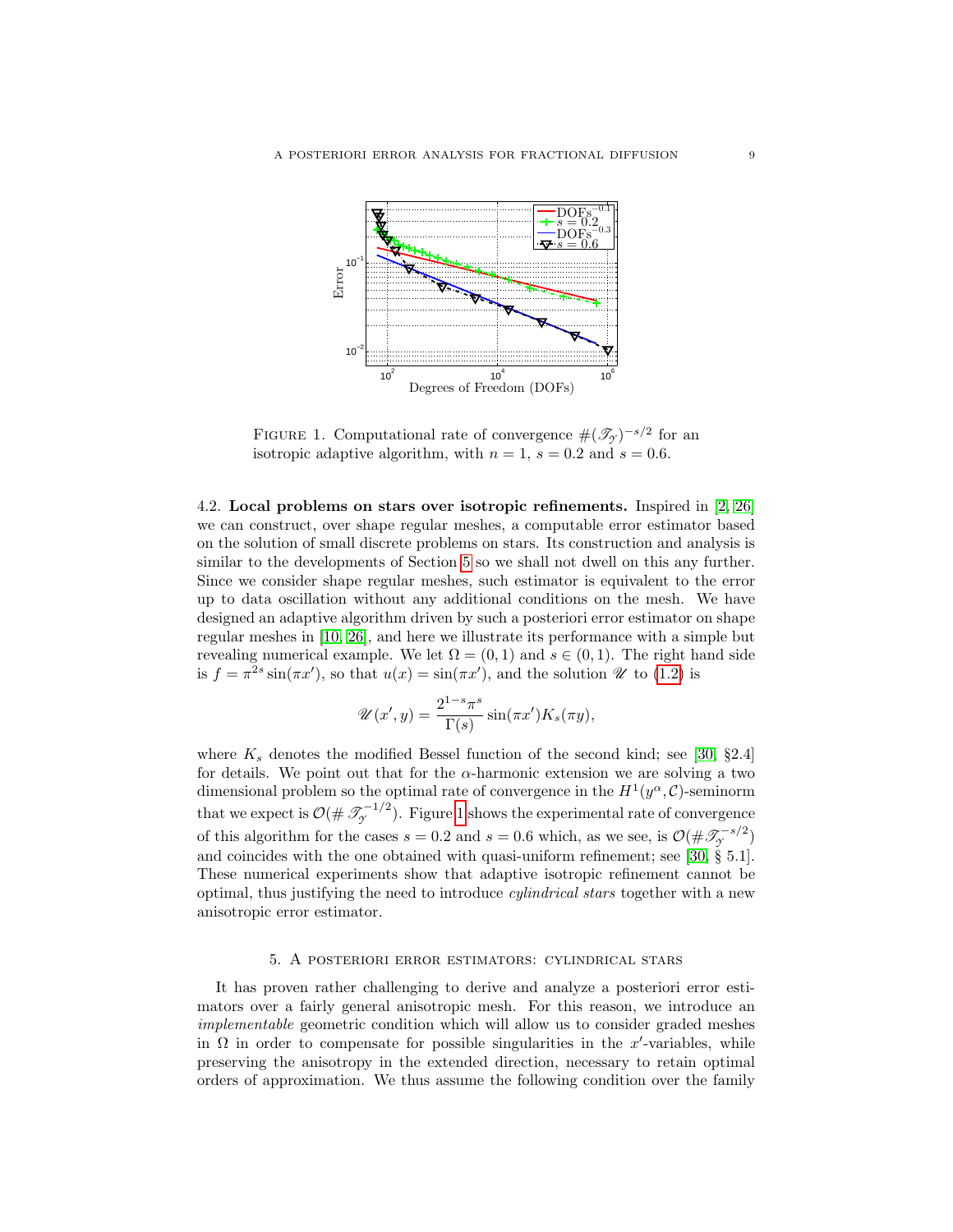FIGURE 1. Computational rate of convergence $\#(\mathscr{T}_\mathscr{Y})^{-s/2}$ for an isotropic adaptive algorithm, with $n = 1$, $s = 0.2$ and $s = 0.6$.

4.2. **Local problems on stars over isotropic refinements.** Inspired in [2, 26] we can construct, over shape regular meshes, a computable error estimator based on the solution of small discrete problems on stars. Its construction and analysis is similar to the developments of Section 5 so we shall not dwell on this any further. Since we consider shape regular meshes, such estimator is equivalent to the error up to data oscillation without any additional conditions on the mesh. We have designed an adaptive algorithm driven by such a posteriori error estimator on shape regular meshes in [10, 26], and here we illustrate its performance with a simple but revealing numerical example. We let $\Omega = (0, 1)$ and $s \in (0, 1)$. The right hand side is $f = \pi^{2s} \sin(\pi x')$, so that $u(x) = \sin(\pi x')$, and the solution $\mathscr{U}$ to (1.2) is

$$\mathscr{U}(x', y) = \frac{2^{1-s}\pi^s}{\Gamma(s)} \sin(\pi x') K_s(\pi y),$$

where $K_s$ denotes the modified Bessel function of the second kind; see [30, §2.4] for details. We point out that for the $\alpha$-harmonic extension we are solving a two dimensional problem so the optimal rate of convergence in the $H^1(y^\alpha, \mathcal{C})$-seminorm that we expect is $\mathcal{O}(\#\mathscr{T}_\mathscr{Y}^{-1/2})$. Figure 1 shows the experimental rate of convergence of this algorithm for the cases $s = 0.2$ and $s = 0.6$ which, as we see, is $\mathcal{O}(\#\mathscr{T}_\mathscr{Y}^{-s/2})$ and coincides with the one obtained with quasi-uniform refinement; see [30, § 5.1]. These numerical experiments show that adaptive isotropic refinement cannot be optimal, thus justifying the need to introduce *cylindrical stars* together with a new anisotropic error estimator.

## 5. A posteriori error estimators: cylindrical stars

It has proven rather challenging to derive and analyze a posteriori error estimators over a fairly general anisotropic mesh. For this reason, we introduce an *implementable* geometric condition which will allow us to consider graded meshes in $\Omega$ in order to compensate for possible singularities in the $x'$-variables, while preserving the anisotropy in the extended direction, necessary to retain optimal orders of approximation. We thus assume the following condition over the family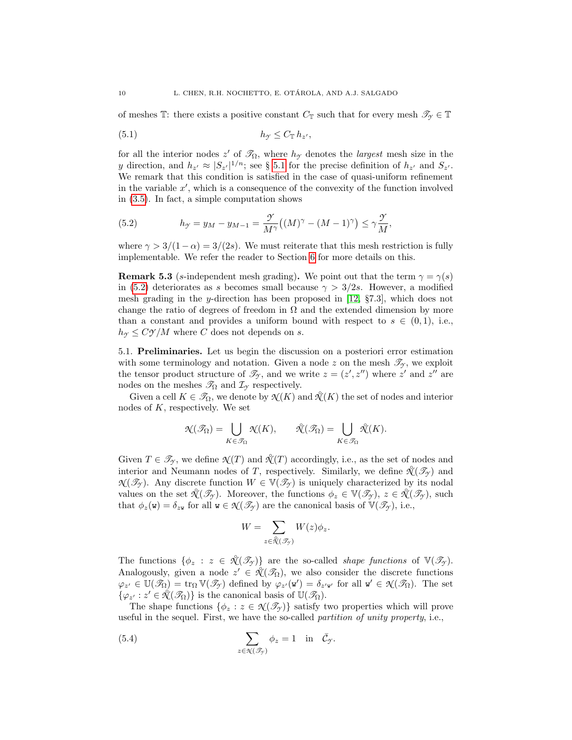of meshes $\mathbb{T}$: there exists a positive constant $C_{\mathbb{T}}$ such that for every mesh $\mathscr{T}_{\mathcal{Y}} \in \mathbb{T}$

$$h_{\mathcal{Y}} \leq C_{\mathbb{T}}\, h_{z'}, \tag{5.1}$$

for all the interior nodes $z'$ of $\mathscr{T}_\Omega$, where $h_{\mathcal{Y}}$ denotes the *largest* mesh size in the $y$ direction, and $h_{z'} \approx |S_{z'}|^{1/n}$; see § 5.1 for the precise definition of $h_{z'}$ and $S_{z'}$. We remark that this condition is satisfied in the case of quasi-uniform refinement in the variable $x'$, which is a consequence of the convexity of the function involved in (3.5). In fact, a simple computation shows

$$h_{\mathcal{Y}} = y_M - y_{M-1} = \frac{\mathcal{Y}}{M^\gamma}\big((M)^\gamma - (M-1)^\gamma\big) \leq \gamma \frac{\mathcal{Y}}{M}, \tag{5.2}$$

where $\gamma > 3/(1-\alpha) = 3/(2s)$. We must reiterate that this mesh restriction is fully implementable. We refer the reader to Section 6 for more details on this.

**Remark 5.3** ($s$-independent mesh grading)**.** We point out that the term $\gamma = \gamma(s)$ in (5.2) deteriorates as $s$ becomes small because $\gamma > 3/2s$. However, a modified mesh grading in the $y$-direction has been proposed in [12, §7.3], which does not change the ratio of degrees of freedom in $\Omega$ and the extended dimension by more than a constant and provides a uniform bound with respect to $s \in (0,1)$, i.e., $h_{\mathcal{Y}} \leq C\mathcal{Y}/M$ where $C$ does not depends on $s$.

5.1. **Preliminaries.** Let us begin the discussion on a posteriori error estimation with some terminology and notation. Given a node $z$ on the mesh $\mathscr{T}_{\mathcal{Y}}$, we exploit the tensor product structure of $\mathscr{T}_{\mathcal{Y}}$, and we write $z = (z', z'')$ where $z'$ and $z''$ are nodes on the meshes $\mathscr{T}_\Omega$ and $\mathcal{I}_{\mathcal{Y}}$ respectively.

Given a cell $K \in \mathscr{T}_\Omega$, we denote by $\mathcal{N}(K)$ and $\mathring{\mathcal{N}}(K)$ the set of nodes and interior nodes of $K$, respectively. We set

$$\mathcal{N}(\mathscr{T}_\Omega) = \bigcup_{K \in \mathscr{T}_\Omega} \mathcal{N}(K), \qquad \mathring{\mathcal{N}}(\mathscr{T}_\Omega) = \bigcup_{K \in \mathscr{T}_\Omega} \mathring{\mathcal{N}}(K).$$

Given $T \in \mathscr{T}_{\mathcal{Y}}$, we define $\mathcal{N}(T)$ and $\mathring{\mathcal{N}}(T)$ accordingly, i.e., as the set of nodes and interior and Neumann nodes of $T$, respectively. Similarly, we define $\mathring{\mathcal{N}}(\mathscr{T}_{\mathcal{Y}})$ and $\mathcal{N}(\mathscr{T}_{\mathcal{Y}})$. Any discrete function $W \in \mathbb{V}(\mathscr{T}_{\mathcal{Y}})$ is uniquely characterized by its nodal values on the set $\mathring{\mathcal{N}}(\mathscr{T}_{\mathcal{Y}})$. Moreover, the functions $\phi_z \in \mathbb{V}(\mathscr{T}_{\mathcal{Y}})$, $z \in \mathring{\mathcal{N}}(\mathscr{T}_{\mathcal{Y}})$, such that $\phi_z(\mathtt{w}) = \delta_{z\mathtt{w}}$ for all $\mathtt{w} \in \mathcal{N}(\mathscr{T}_{\mathcal{Y}})$ are the canonical basis of $\mathbb{V}(\mathscr{T}_{\mathcal{Y}})$, i.e.,

$$W = \sum_{z \in \mathring{\mathcal{N}}(\mathscr{T}_{\mathcal{Y}})} W(z)\phi_z.$$

The functions $\{\phi_z : z \in \mathring{\mathcal{N}}(\mathscr{T}_{\mathcal{Y}})\}$ are the so-called *shape functions* of $\mathbb{V}(\mathscr{T}_{\mathcal{Y}})$. Analogously, given a node $z' \in \mathring{\mathcal{N}}(\mathscr{T}_\Omega)$, we also consider the discrete functions $\varphi_{z'} \in \mathbb{U}(\mathscr{T}_\Omega) = \operatorname{tr}_\Omega \mathbb{V}(\mathscr{T}_{\mathcal{Y}})$ defined by $\varphi_{z'}(\mathtt{w}') = \delta_{z'\mathtt{w}'}$ for all $\mathtt{w}' \in \mathcal{N}(\mathscr{T}_\Omega)$. The set $\{\varphi_{z'} : z' \in \mathring{\mathcal{N}}(\mathscr{T}_\Omega)\}$ is the canonical basis of $\mathbb{U}(\mathscr{T}_\Omega)$.

The shape functions $\{\phi_z : z \in \mathcal{N}(\mathscr{T}_{\mathcal{Y}})\}$ satisfy two properties which will prove useful in the sequel. First, we have the so-called *partition of unity property*, i.e.,

$$\sum_{z \in \mathcal{N}(\mathscr{T}_{\mathcal{Y}})} \phi_z = 1 \quad \text{in} \quad \bar{\mathcal{C}}_{\mathcal{Y}}. \tag{5.4}$$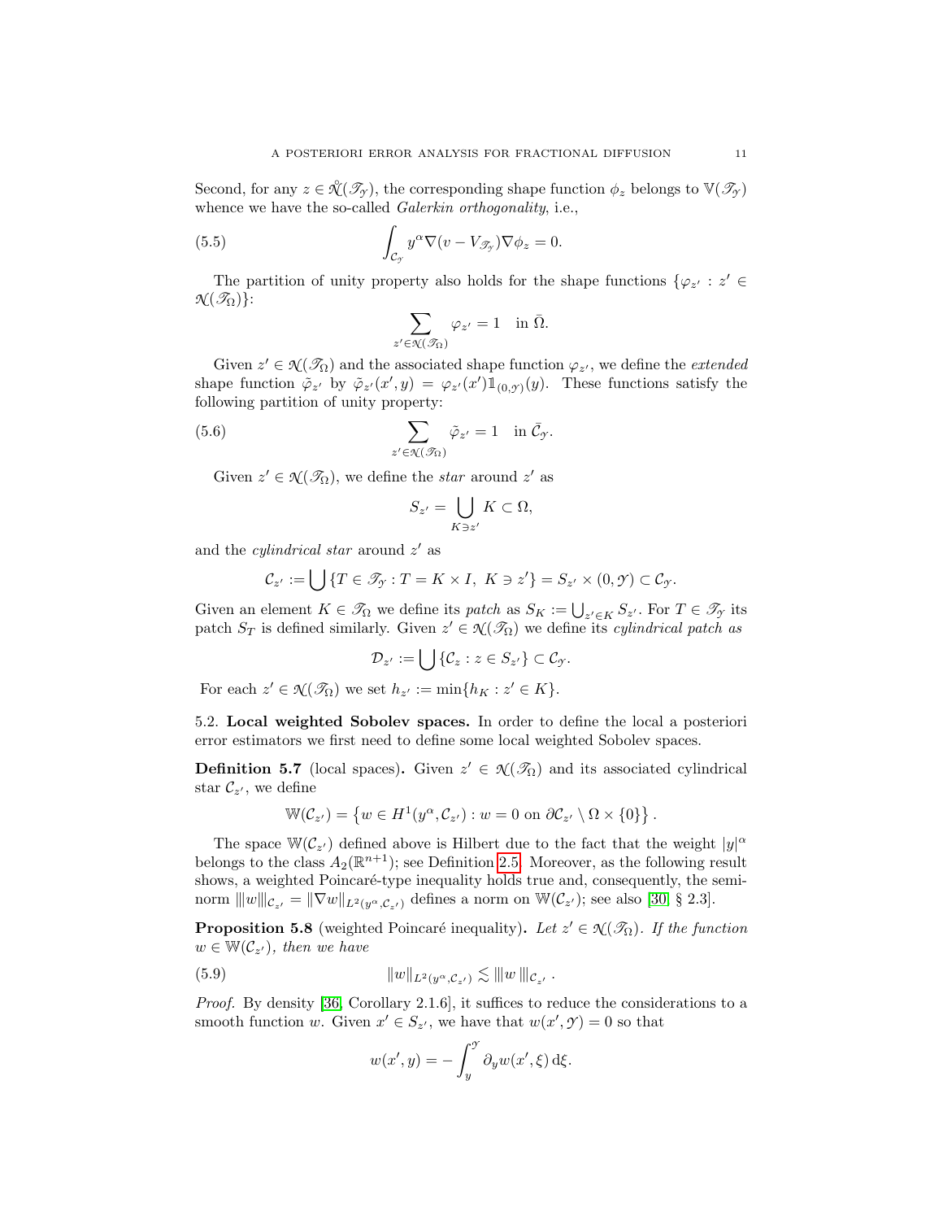Second, for any $z \in \mathring{\mathcal{N}}(\mathscr{T}_\mathcal{Y})$, the corresponding shape function $\phi_z$ belongs to $\mathbb{V}(\mathscr{T}_\mathcal{Y})$ whence we have the so-called *Galerkin orthogonality*, i.e.,

$$\int_{\mathcal{C}_\mathcal{Y}} y^\alpha \nabla(v - V_{\mathscr{T}_\mathcal{Y}}) \nabla \phi_z = 0. \tag{5.5}$$

The partition of unity property also holds for the shape functions $\{\varphi_{z'} : z' \in \mathcal{N}(\mathscr{T}_\Omega)\}$:

$$\sum_{z' \in \mathcal{N}(\mathscr{T}_\Omega)} \varphi_{z'} = 1 \quad \text{in } \bar{\Omega}.$$

Given $z' \in \mathcal{N}(\mathscr{T}_\Omega)$ and the associated shape function $\varphi_{z'}$, we define the *extended* shape function $\tilde{\varphi}_{z'}$ by $\tilde{\varphi}_{z'}(x', y) = \varphi_{z'}(x') \mathbb{1}_{(0,\mathcal{Y})}(y)$. These functions satisfy the following partition of unity property:

$$\sum_{z' \in \mathcal{N}(\mathscr{T}_\Omega)} \tilde{\varphi}_{z'} = 1 \quad \text{in } \bar{\mathcal{C}}_\mathcal{Y}. \tag{5.6}$$

Given $z' \in \mathcal{N}(\mathscr{T}_\Omega)$, we define the *star* around $z'$ as

$$S_{z'} = \bigcup_{K \ni z'} K \subset \Omega,$$

and the *cylindrical star* around $z'$ as

$$\mathcal{C}_{z'} := \bigcup \{T \in \mathscr{T}_\mathcal{Y} : T = K \times I,\ K \ni z'\} = S_{z'} \times (0, \mathcal{Y}) \subset \mathcal{C}_\mathcal{Y}.$$

Given an element $K \in \mathscr{T}_\Omega$ we define its *patch* as $S_K := \bigcup_{z' \in K} S_{z'}$. For $T \in \mathscr{T}_\mathcal{Y}$ its patch $S_T$ is defined similarly. Given $z' \in \mathcal{N}(\mathscr{T}_\Omega)$ we define its *cylindrical patch as*

$$\mathcal{D}_{z'} := \bigcup \{\mathcal{C}_z : z \in S_{z'}\} \subset \mathcal{C}_\mathcal{Y}.$$

For each $z' \in \mathcal{N}(\mathscr{T}_\Omega)$ we set $h_{z'} := \min\{h_K : z' \in K\}$.

## 5.2. Local weighted Sobolev spaces.

In order to define the local a posteriori error estimators we first need to define some local weighted Sobolev spaces.

**Definition 5.7** (local spaces). Given $z' \in \mathcal{N}(\mathscr{T}_\Omega)$ and its associated cylindrical star $\mathcal{C}_{z'}$, we define

$$\mathbb{W}(\mathcal{C}_{z'}) = \left\{ w \in H^1(y^\alpha, \mathcal{C}_{z'}) : w = 0 \text{ on } \partial \mathcal{C}_{z'} \setminus \Omega \times \{0\} \right\}.$$

The space $\mathbb{W}(\mathcal{C}_{z'})$ defined above is Hilbert due to the fact that the weight $|y|^\alpha$ belongs to the class $A_2(\mathbb{R}^{n+1})$; see Definition 2.5. Moreover, as the following result shows, a weighted Poincaré-type inequality holds true and, consequently, the semi-norm $|\!|\!| w |\!|\!|_{\mathcal{C}_{z'}} = \|\nabla w\|_{L^2(y^\alpha, \mathcal{C}_{z'})}$ defines a norm on $\mathbb{W}(\mathcal{C}_{z'})$; see also [30, § 2.3].

**Proposition 5.8** (weighted Poincaré inequality). *Let $z' \in \mathcal{N}(\mathscr{T}_\Omega)$. If the function $w \in \mathbb{W}(\mathcal{C}_{z'})$, then we have*

$$\|w\|_{L^2(y^\alpha, \mathcal{C}_{z'})} \lesssim |\!|\!| w |\!|\!|_{\mathcal{C}_{z'}}. \tag{5.9}$$

*Proof.* By density [36, Corollary 2.1.6], it suffices to reduce the considerations to a smooth function $w$. Given $x' \in S_{z'}$, we have that $w(x', \mathcal{Y}) = 0$ so that

$$w(x', y) = -\int_y^\mathcal{Y} \partial_y w(x', \xi) \, d\xi.$$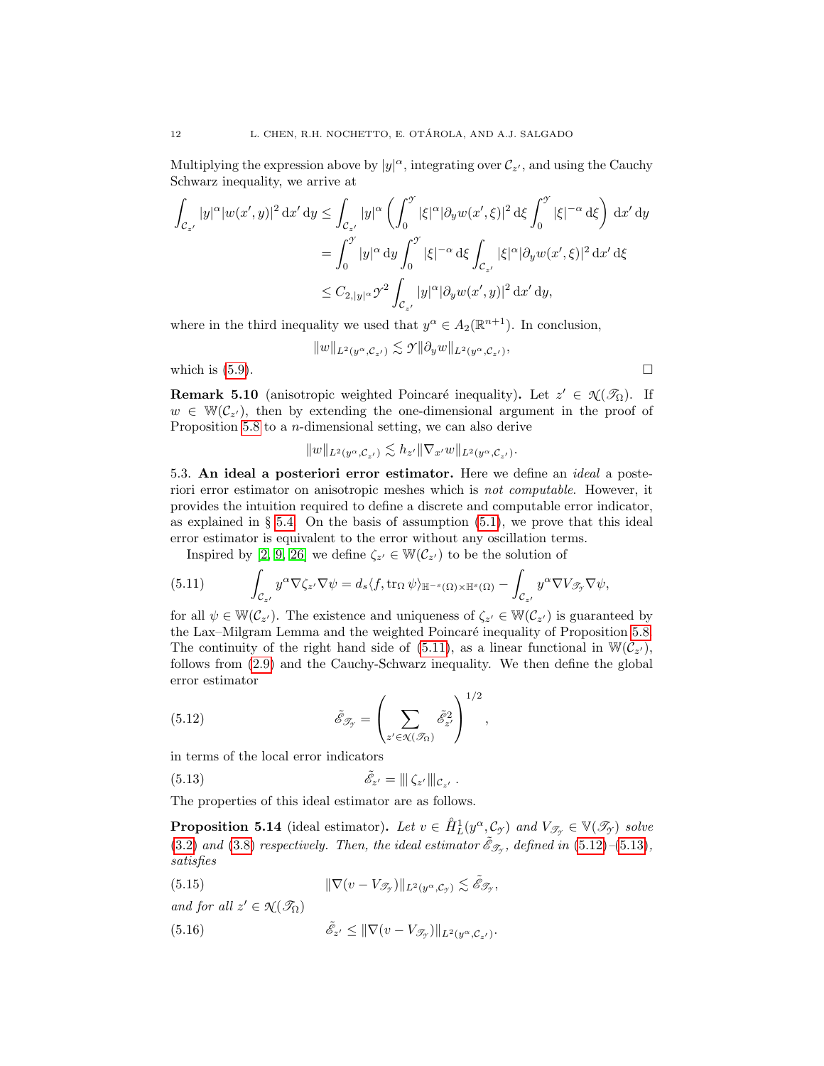Multiplying the expression above by $|y|^\alpha$, integrating over $\mathcal{C}_{z'}$, and using the Cauchy Schwarz inequality, we arrive at

$$
\begin{aligned}
\int_{\mathcal{C}_{z'}} |y|^\alpha |w(x',y)|^2 \,\mathrm{d}x' \,\mathrm{d}y &\le \int_{\mathcal{C}_{z'}} |y|^\alpha \left( \int_0^{\mathcal{Y}} |\xi|^\alpha |\partial_y w(x',\xi)|^2 \,\mathrm{d}\xi \int_0^{\mathcal{Y}} |\xi|^{-\alpha} \,\mathrm{d}\xi \right) \mathrm{d}x' \,\mathrm{d}y \\
&= \int_0^{\mathcal{Y}} |y|^\alpha \,\mathrm{d}y \int_0^{\mathcal{Y}} |\xi|^{-\alpha} \,\mathrm{d}\xi \int_{\mathcal{C}_{z'}} |\xi|^\alpha |\partial_y w(x',\xi)|^2 \,\mathrm{d}x' \,\mathrm{d}\xi \\
&\le C_{2,|y|^\alpha} \mathcal{Y}^2 \int_{\mathcal{C}_{z'}} |y|^\alpha |\partial_y w(x',y)|^2 \,\mathrm{d}x' \,\mathrm{d}y,
\end{aligned}
$$

where in the third inequality we used that $y^\alpha \in A_2(\mathbb{R}^{n+1})$. In conclusion,

$$
\|w\|_{L^2(y^\alpha,\mathcal{C}_{z'})} \lesssim \mathcal{Y} \|\partial_y w\|_{L^2(y^\alpha,\mathcal{C}_{z'})},
$$

which is (5.9). $\square$

**Remark 5.10** (anisotropic weighted Poincaré inequality)**.** Let $z' \in \mathcal{N}(\mathscr{T}_\Omega)$. If $w \in \mathbb{W}(\mathcal{C}_{z'})$, then by extending the one-dimensional argument in the proof of Proposition 5.8 to a $n$-dimensional setting, we can also derive

$$
\|w\|_{L^2(y^\alpha,\mathcal{C}_{z'})} \lesssim h_{z'} \|\nabla_{x'} w\|_{L^2(y^\alpha,\mathcal{C}_{z'})}.
$$

5.3. **An ideal a posteriori error estimator.** Here we define an *ideal* a posteriori error estimator on anisotropic meshes which is *not computable.* However, it provides the intuition required to define a discrete and computable error indicator, as explained in § 5.4. On the basis of assumption (5.1), we prove that this ideal error estimator is equivalent to the error without any oscillation terms.

Inspired by [2, 9, 26] we define $\zeta_{z'} \in \mathbb{W}(\mathcal{C}_{z'})$ to be the solution of

$$
\int_{\mathcal{C}_{z'}} y^\alpha \nabla \zeta_{z'} \nabla \psi = d_s \langle f, \operatorname{tr}_\Omega \psi \rangle_{\mathbb{H}^{-s}(\Omega)\times\mathbb{H}^s(\Omega)} - \int_{\mathcal{C}_{z'}} y^\alpha \nabla V_{\mathscr{T}_{\mathcal{Y}}} \nabla \psi, \tag{5.11}
$$

for all $\psi \in \mathbb{W}(\mathcal{C}_{z'})$. The existence and uniqueness of $\zeta_{z'} \in \mathbb{W}(\mathcal{C}_{z'})$ is guaranteed by the Lax–Milgram Lemma and the weighted Poincaré inequality of Proposition 5.8. The continuity of the right hand side of (5.11), as a linear functional in $\mathbb{W}(\mathcal{C}_{z'})$, follows from (2.9) and the Cauchy-Schwarz inequality. We then define the global error estimator

$$
\tilde{\mathscr{E}}_{\mathscr{T}_{\mathcal{Y}}} = \left( \sum_{z' \in \mathcal{N}(\mathscr{T}_\Omega)} \tilde{\mathscr{E}}_{z'}^2 \right)^{1/2}, \tag{5.12}
$$

in terms of the local error indicators

$$
\tilde{\mathscr{E}}_{z'} = |\!|\!| \, \zeta_{z'} |\!|\!|_{\mathcal{C}_{z'}} \, . \tag{5.13}
$$

The properties of this ideal estimator are as follows.

**Proposition 5.14** (ideal estimator)**.** *Let $v \in \mathring{H}^1_L(y^\alpha,\mathcal{C}_{\mathcal{Y}})$ and $V_{\mathscr{T}_{\mathcal{Y}}} \in \mathbb{V}(\mathscr{T}_{\mathcal{Y}})$ solve (3.2) and (3.8) respectively. Then, the ideal estimator $\tilde{\mathscr{E}}_{\mathscr{T}_{\mathcal{Y}}}$, defined in (5.12)–(5.13), satisfies*

$$
\|\nabla(v - V_{\mathscr{T}_{\mathcal{Y}}})\|_{L^2(y^\alpha,\mathcal{C}_{\mathcal{Y}})} \lesssim \tilde{\mathscr{E}}_{\mathscr{T}_{\mathcal{Y}}}, \tag{5.15}
$$

*and for all $z' \in \mathcal{N}(\mathscr{T}_\Omega)$*

$$
\tilde{\mathscr{E}}_{z'} \le \|\nabla(v - V_{\mathscr{T}_{\mathcal{Y}}})\|_{L^2(y^\alpha,\mathcal{C}_{z'})}. \tag{5.16}
$$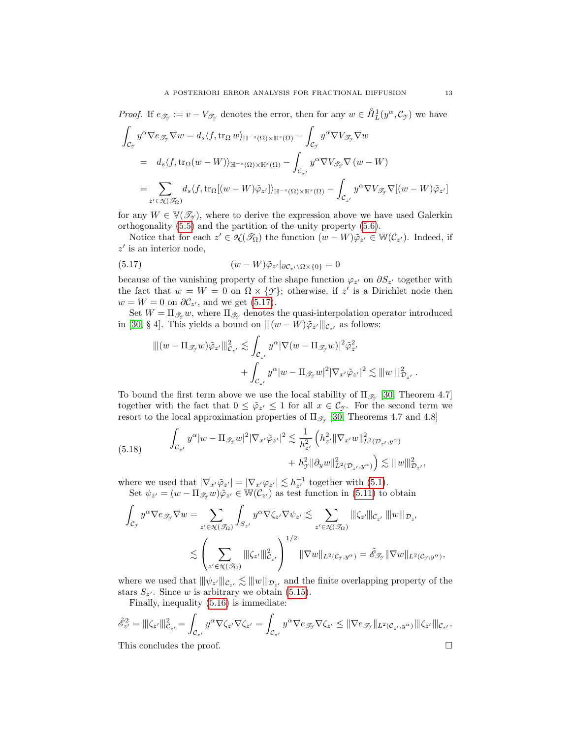*Proof.* If $e_{\mathscr{T}_\mathscr{Y}} := v - V_{\mathscr{T}_\mathscr{Y}}$ denotes the error, then for any $w \in \mathring{H}^1_L(y^\alpha, \mathcal{C}_\mathscr{Y})$ we have

$$
\begin{aligned}
\int_{\mathcal{C}_\mathscr{Y}} y^\alpha \nabla e_{\mathscr{T}_\mathscr{Y}} \nabla w &= d_s \langle f, \operatorname{tr}_\Omega w \rangle_{\mathbb{H}^{-s}(\Omega)\times \mathbb{H}^s(\Omega)} - \int_{\mathcal{C}_\mathscr{Y}} y^\alpha \nabla V_{\mathscr{T}_\mathscr{Y}} \nabla w \\
&= d_s \langle f, \operatorname{tr}_\Omega (w - W) \rangle_{\mathbb{H}^{-s}(\Omega)\times \mathbb{H}^s(\Omega)} - \int_{\mathcal{C}_{z'}} y^\alpha \nabla V_{\mathscr{T}_\mathscr{Y}} \nabla (w - W) \\
&= \sum_{z' \in \mathcal{N}(\mathscr{T}_\Omega)} d_s \langle f, \operatorname{tr}_\Omega [(w - W)\tilde{\varphi}_{z'}] \rangle_{\mathbb{H}^{-s}(\Omega)\times \mathbb{H}^s(\Omega)} - \int_{\mathcal{C}_{z'}} y^\alpha \nabla V_{\mathscr{T}_\mathscr{Y}} \nabla [(w - W)\tilde{\varphi}_{z'}]
\end{aligned}
$$

for any $W \in \mathbb{V}(\mathscr{T}_\mathscr{Y})$, where to derive the expression above we have used Galerkin orthogonality (5.5) and the partition of the unity property (5.6).

Notice that for each $z' \in \mathcal{N}(\mathscr{T}_\Omega)$ the function $(w - W)\tilde{\varphi}_{z'} \in \mathbb{W}(\mathcal{C}_{z'})$. Indeed, if $z'$ is an interior node,

$$
(w - W)\tilde{\varphi}_{z'}|_{\partial \mathcal{C}_{z'} \setminus \Omega \times \{0\}} = 0 \tag{5.17}
$$

because of the vanishing property of the shape function $\varphi_{z'}$ on $\partial S_{z'}$ together with the fact that $w = W = 0$ on $\Omega \times \{\mathscr{Y}\}$; otherwise, if $z'$ is a Dirichlet node then $w = W = 0$ on $\partial \mathcal{C}_{z'}$, and we get (5.17).

Set $W = \Pi_{\mathscr{T}_\mathscr{Y}} w$, where $\Pi_{\mathscr{T}_\mathscr{Y}}$ denotes the quasi-interpolation operator introduced in [30, § 4]. This yields a bound on $|||(w - W)\tilde{\varphi}_{z'}|||_{\mathcal{C}_{z'}}$ as follows:

$$
\begin{aligned}
|||(w - \Pi_{\mathscr{T}_\mathscr{Y}} w)\tilde{\varphi}_{z'}|||^2_{\mathcal{C}_{z'}} \lesssim \int_{\mathcal{C}_{z'}} y^\alpha |\nabla (w - \Pi_{\mathscr{T}_\mathscr{Y}} w)|^2 \tilde{\varphi}^2_{z'} \\
+ \int_{\mathcal{C}_{z'}} y^\alpha |w - \Pi_{\mathscr{T}_\mathscr{Y}} w|^2 |\nabla_{x'} \tilde{\varphi}_{z'}|^2 \lesssim |||w|||^2_{\mathcal{D}_{z'}} .
\end{aligned}
$$

To bound the first term above we use the local stability of $\Pi_{\mathscr{T}_\mathscr{Y}}$ [30, Theorem 4.7] together with the fact that $0 \leq \tilde{\varphi}_{z'} \leq 1$ for all $x \in \mathcal{C}_\mathscr{Y}$. For the second term we resort to the local approximation properties of $\Pi_{\mathscr{T}_\mathscr{Y}}$ [30, Theorems 4.7 and 4.8]

$$
\begin{aligned}
\int_{\mathcal{C}_{z'}} y^\alpha |w - \Pi_{\mathscr{T}_\mathscr{Y}} w|^2 |\nabla_{x'} \tilde{\varphi}_{z'}|^2 \lesssim \frac{1}{h^2_{z'}} \Big( h^2_{z'} \|\nabla_{x'} w\|^2_{L^2(\mathcal{D}_{z'}, y^\alpha)} \\
+ h^2_\mathscr{Y} \|\partial_y w\|^2_{L^2(\mathcal{D}_{z'}, y^\alpha)} \Big) \lesssim |||w|||^2_{\mathcal{D}_{z'}},
\end{aligned}
\tag{5.18}
$$

where we used that $|\nabla_{x'} \tilde{\varphi}_{z'}| = |\nabla_{x'} \varphi_{z'}| \lesssim h^{-1}_{z'}$ together with (5.1).

Set $\psi_{z'} = (w - \Pi_{\mathscr{T}_\mathscr{Y}} w)\tilde{\varphi}_{z'} \in \mathbb{W}(\mathcal{C}_{z'})$ as test function in (5.11) to obtain

$$
\begin{aligned}
\int_{\mathcal{C}_\mathscr{Y}} y^\alpha \nabla e_{\mathscr{T}_\mathscr{Y}} \nabla w = \sum_{z' \in \mathcal{N}(\mathscr{T}_\Omega)} \int_{S_{z'}} y^\alpha \nabla \zeta_{z'} \nabla \psi_{z'} \lesssim \sum_{z' \in \mathcal{N}(\mathscr{T}_\Omega)} |||\zeta_{z'}|||_{\mathcal{C}_{z'}} \, |||w|||_{\mathcal{D}_{z'}} \\
\lesssim \left( \sum_{z' \in \mathcal{N}(\mathscr{T}_\Omega)} |||\zeta_{z'}|||^2_{\mathcal{C}_{z'}} \right)^{1/2} \|\nabla w\|_{L^2(\mathcal{C}_\mathscr{Y}, y^\alpha)} = \tilde{\mathscr{E}}_{\mathscr{T}_\mathscr{Y}} \|\nabla w\|_{L^2(\mathcal{C}_\mathscr{Y}, y^\alpha)},
\end{aligned}
$$

where we used that $|||\psi_{z'}|||_{\mathcal{C}_{z'}} \lesssim |||w|||_{\mathcal{D}_{z'}}$ and the finite overlapping property of the stars $S_{z'}$. Since $w$ is arbitrary we obtain (5.15).

Finally, inequality (5.16) is immediate:

$$
\tilde{\mathscr{E}}^2_{z'} = |||\zeta_{z'}|||^2_{\mathcal{C}_{z'}} = \int_{\mathcal{C}_{z'}} y^\alpha \nabla \zeta_{z'} \nabla \zeta_{z'} = \int_{\mathcal{C}_{z'}} y^\alpha \nabla e_{\mathscr{T}_\mathscr{Y}} \nabla \zeta_{z'} \leq \|\nabla e_{\mathscr{T}_\mathscr{Y}}\|_{L^2(\mathcal{C}_{z'}, y^\alpha)} |||\zeta_{z'}|||_{\mathcal{C}_{z'}}.
$$

This concludes the proof. $\square$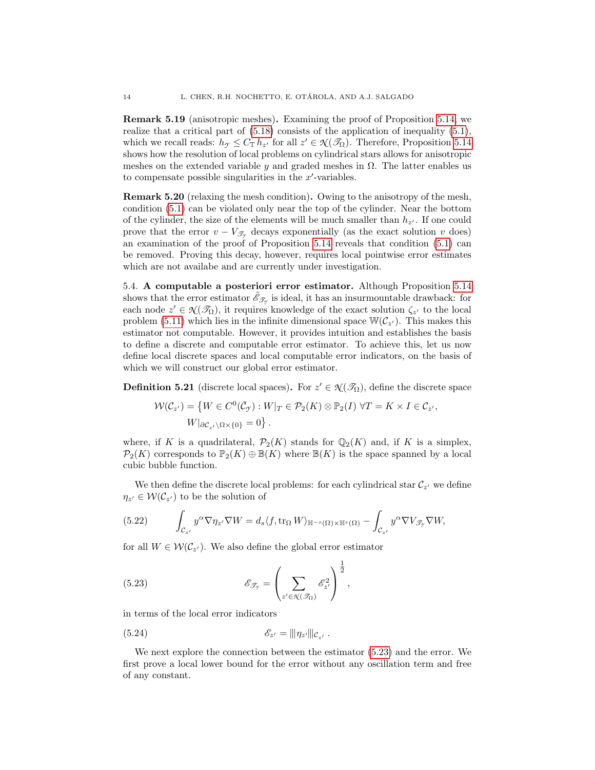**Remark 5.19** (anisotropic meshes)**.** Examining the proof of Proposition 5.14, we realize that a critical part of (5.18) consists of the application of inequality (5.1), which we recall reads: $h_{\mathscr{Y}} \leq C_{\mathrm{T}}\, h_{z'}$ for all $z' \in \mathcal{N}(\mathscr{T}_\Omega)$. Therefore, Proposition 5.14 shows how the resolution of local problems on cylindrical stars allows for anisotropic meshes on the extended variable $y$ and graded meshes in $\Omega$. The latter enables us to compensate possible singularities in the $x'$-variables.

**Remark 5.20** (relaxing the mesh condition)**.** Owing to the anisotropy of the mesh, condition (5.1) can be violated only near the top of the cylinder. Near the bottom of the cylinder, the size of the elements will be much smaller than $h_{z'}$. If one could prove that the error $v - V_{\mathscr{T}_\mathscr{Y}}$ decays exponentially (as the exact solution $v$ does) an examination of the proof of Proposition 5.14 reveals that condition (5.1) can be removed. Proving this decay, however, requires local pointwise error estimates which are not availabe and are currently under investigation.

5.4. **A computable a posteriori error estimator.** Although Proposition 5.14 shows that the error estimator $\tilde{\mathscr{E}}_{\mathscr{T}_\mathscr{Y}}$ is ideal, it has an insurmountable drawback: for each node $z' \in \mathcal{N}(\mathscr{T}_\Omega)$, it requires knowledge of the exact solution $\zeta_{z'}$ to the local problem (5.11) which lies in the infinite dimensional space $\mathbb{W}(\mathcal{C}_{z'})$. This makes this estimator not computable. However, it provides intuition and establishes the basis to define a discrete and computable error estimator. To achieve this, let us now define local discrete spaces and local computable error indicators, on the basis of which we will construct our global error estimator.

**Definition 5.21** (discrete local spaces)**.** For $z' \in \mathcal{N}(\mathscr{T}_\Omega)$, define the discrete space

$$
\begin{aligned}
\mathcal{W}(\mathcal{C}_{z'}) = \big\{ W \in C^0(\bar{\mathcal{C}}_\mathscr{Y}) : W|_T \in \mathcal{P}_2(K) \otimes \mathbb{P}_2(I) \ \forall T = K \times I \in \mathcal{C}_{z'}, \\
W|_{\partial \mathcal{C}_{z'} \setminus \Omega \times \{0\}} = 0 \big\}.
\end{aligned}
$$

where, if $K$ is a quadrilateral, $\mathcal{P}_2(K)$ stands for $\mathbb{Q}_2(K)$ and, if $K$ is a simplex, $\mathcal{P}_2(K)$ corresponds to $\mathbb{P}_2(K) \oplus \mathbb{B}(K)$ where $\mathbb{B}(K)$ is the space spanned by a local cubic bubble function.

We then define the discrete local problems: for each cylindrical star $\mathcal{C}_{z'}$ we define $\eta_{z'} \in \mathcal{W}(\mathcal{C}_{z'})$ to be the solution of

$$
\int_{\mathcal{C}_{z'}} y^\alpha \nabla \eta_{z'} \nabla W = d_s \langle f, \operatorname{tr}_\Omega W \rangle_{\mathbb{H}^{-s}(\Omega) \times \mathbb{H}^s(\Omega)} - \int_{\mathcal{C}_{z'}} y^\alpha \nabla V_{\mathscr{T}_\mathscr{Y}} \nabla W, \tag{5.22}
$$

for all $W \in \mathcal{W}(\mathcal{C}_{z'})$. We also define the global error estimator

$$
\mathscr{E}_{\mathscr{T}_\mathscr{Y}} = \left( \sum_{z' \in \mathcal{N}(\mathscr{T}_\Omega)} \mathscr{E}_{z'}^2 \right)^{\frac{1}{2}}, \tag{5.23}
$$

in terms of the local error indicators

$$
\mathscr{E}_{z'} = |||\eta_{z'}|||_{\mathcal{C}_{z'}}. \tag{5.24}
$$

We next explore the connection between the estimator (5.23) and the error. We first prove a local lower bound for the error without any oscillation term and free of any constant.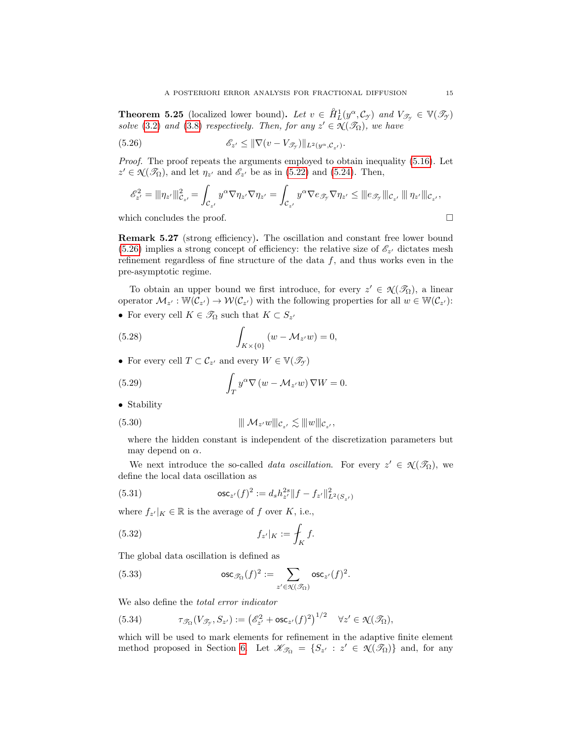**Theorem 5.25** (localized lower bound)**.** *Let $v \in \mathring{H}^1_L(y^\alpha, \mathcal{C}_\mathscr{Y})$ and $V_{\mathscr{T}_\mathscr{Y}} \in \mathbb{V}(\mathscr{T}_\mathscr{Y})$ solve* (3.2) *and* (3.8) *respectively. Then, for any $z' \in \mathcal{N}(\mathscr{T}_\Omega)$, we have*

$$
\mathscr{E}_{z'} \leq \|\nabla(v - V_{\mathscr{T}_\mathscr{Y}})\|_{L^2(y^\alpha, \mathcal{C}_{z'})}. \tag{5.26}
$$

*Proof.* The proof repeats the arguments employed to obtain inequality (5.16). Let $z' \in \mathcal{N}(\mathscr{T}_\Omega)$, and let $\eta_{z'}$ and $\mathscr{E}_{z'}$ be as in (5.22) and (5.24). Then,

$$
\mathscr{E}_{z'}^2 = |||\eta_{z'}|||^2_{\mathcal{C}_{z'}} = \int_{\mathcal{C}_{z'}} y^\alpha \nabla \eta_{z'} \nabla \eta_{z'} = \int_{\mathcal{C}_{z'}} y^\alpha \nabla e_{\mathscr{T}_\mathscr{Y}} \nabla \eta_{z'} \leq |||e_{\mathscr{T}_\mathscr{Y}}|||_{\mathcal{C}_{z'}} \, |||\, \eta_{z'}|||_{\mathcal{C}_{z'}},
$$

which concludes the proof. $\square$

**Remark 5.27** (strong efficiency)**.** The oscillation and constant free lower bound (5.26) implies a strong concept of efficiency: the relative size of $\mathscr{E}_{z'}$ dictates mesh refinement regardless of fine structure of the data $f$, and thus works even in the pre-asymptotic regime.

To obtain an upper bound we first introduce, for every $z' \in \mathcal{N}(\mathscr{T}_\Omega)$, a linear operator $\mathcal{M}_{z'} : \mathbb{W}(\mathcal{C}_{z'}) \to \mathcal{W}(\mathcal{C}_{z'})$ with the following properties for all $w \in \mathbb{W}(\mathcal{C}_{z'})$:

- For every cell $K \in \mathscr{T}_\Omega$ such that $K \subset S_{z'}$

$$
\int_{K \times \{0\}} (w - \mathcal{M}_{z'} w) = 0, \tag{5.28}
$$

- For every cell $T \subset \mathcal{C}_{z'}$ and every $W \in \mathbb{V}(\mathscr{T}_\mathscr{Y})$

$$
\int_T y^\alpha \nabla \left(w - \mathcal{M}_{z'} w\right) \nabla W = 0. \tag{5.29}
$$

- Stability

$$
|||\, \mathcal{M}_{z'} w|||_{\mathcal{C}_{z'}} \lesssim |||w|||_{\mathcal{C}_{z'}}, \tag{5.30}
$$

  where the hidden constant is independent of the discretization parameters but may depend on $\alpha$.

We next introduce the so-called *data oscillation*. For every $z' \in \mathcal{N}(\mathscr{T}_\Omega)$, we define the local data oscillation as

$$
\mathsf{osc}_{z'}(f)^2 := d_s h_{z'}^{2s} \|f - f_{z'}\|^2_{L^2(S_{z'})} \tag{5.31}
$$

where $f_{z'}|_K \in \mathbb{R}$ is the average of $f$ over $K$, i.e.,

$$
f_{z'}|_K := \fint_K f. \tag{5.32}
$$

The global data oscillation is defined as

$$
\mathsf{osc}_{\mathscr{T}_\Omega}(f)^2 := \sum_{z' \in \mathcal{N}(\mathscr{T}_\Omega)} \mathsf{osc}_{z'}(f)^2. \tag{5.33}
$$

We also define the *total error indicator*

$$
\tau_{\mathscr{T}_\Omega}(V_{\mathscr{T}_\mathscr{Y}}, S_{z'}) := \left(\mathscr{E}_{z'}^2 + \mathsf{osc}_{z'}(f)^2\right)^{1/2} \quad \forall z' \in \mathcal{N}(\mathscr{T}_\Omega), \tag{5.34}
$$

which will be used to mark elements for refinement in the adaptive finite element method proposed in Section 6. Let $\mathscr{K}_{\mathscr{T}_\Omega} = \{S_{z'} : z' \in \mathcal{N}(\mathscr{T}_\Omega)\}$ and, for any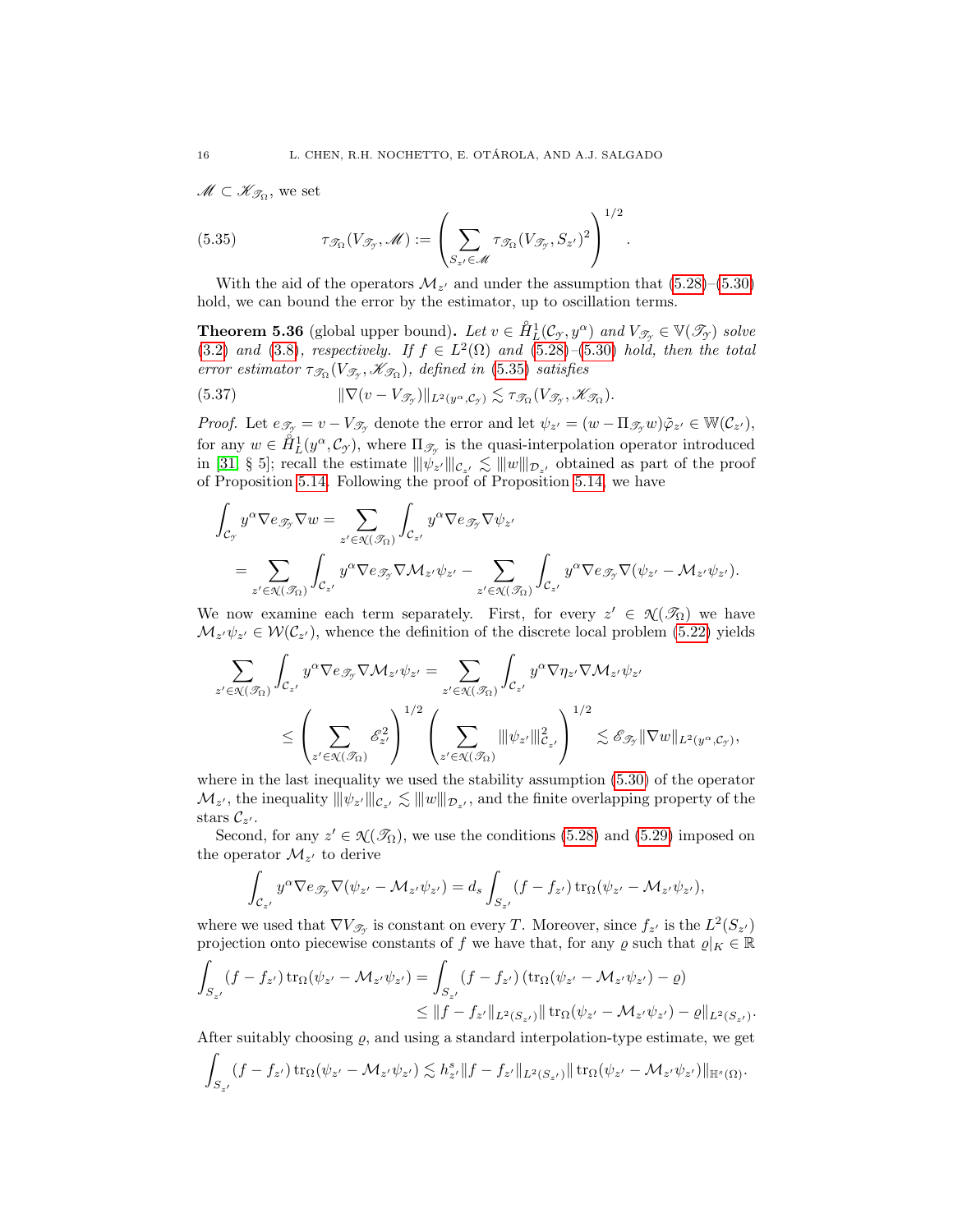$\mathscr{M} \subset \mathscr{K}_{\mathscr{T}_\Omega}$, we set

$$
\tau_{\mathscr{T}_\Omega}(V_{\mathscr{T}_\mathcal{Y}}, \mathscr{M}) := \left( \sum_{S_{z'} \in \mathscr{M}} \tau_{\mathscr{T}_\Omega}(V_{\mathscr{T}_\mathcal{Y}}, S_{z'})^2 \right)^{1/2}. \tag{5.35}
$$

With the aid of the operators $\mathcal{M}_{z'}$ and under the assumption that (5.28)–(5.30) hold, we can bound the error by the estimator, up to oscillation terms.

**Theorem 5.36** (global upper bound). *Let $v \in \mathring{H}^1_L(\mathcal{C}_\mathcal{Y}, y^\alpha)$ and $V_{\mathscr{T}_\mathcal{Y}} \in \mathbb{V}(\mathscr{T}_\mathcal{Y})$ solve (3.2) and (3.8), respectively. If $f \in L^2(\Omega)$ and (5.28)–(5.30) hold, then the total error estimator $\tau_{\mathscr{T}_\Omega}(V_{\mathscr{T}_\mathcal{Y}}, \mathscr{K}_{\mathscr{T}_\Omega})$, defined in (5.35) satisfies*

$$
\|\nabla(v - V_{\mathscr{T}_\mathcal{Y}})\|_{L^2(y^\alpha, \mathcal{C}_\mathcal{Y})} \lesssim \tau_{\mathscr{T}_\Omega}(V_{\mathscr{T}_\mathcal{Y}}, \mathscr{K}_{\mathscr{T}_\Omega}). \tag{5.37}
$$

*Proof.* Let $e_{\mathscr{T}_\mathcal{Y}} = v - V_{\mathscr{T}_\mathcal{Y}}$ denote the error and let $\psi_{z'} = (w - \Pi_{\mathscr{T}_\mathcal{Y}} w)\tilde{\varphi}_{z'} \in \mathbb{W}(\mathcal{C}_{z'})$, for any $w \in \mathring{H}^1_L(y^\alpha, \mathcal{C}_\mathcal{Y})$, where $\Pi_{\mathscr{T}_\mathcal{Y}}$ is the quasi-interpolation operator introduced in [31, § 5]; recall the estimate $|||\psi_{z'}|||_{\mathcal{C}_{z'}} \lesssim |||w|||_{\mathcal{D}_{z'}}$ obtained as part of the proof of Proposition 5.14. Following the proof of Proposition 5.14, we have

$$
\begin{aligned}
\int_{\mathcal{C}_\mathcal{Y}} y^\alpha \nabla e_{\mathscr{T}_\mathcal{Y}} \nabla w &= \sum_{z' \in \mathcal{N}(\mathscr{T}_\Omega)} \int_{\mathcal{C}_{z'}} y^\alpha \nabla e_{\mathscr{T}_\mathcal{Y}} \nabla \psi_{z'} \\
&= \sum_{z' \in \mathcal{N}(\mathscr{T}_\Omega)} \int_{\mathcal{C}_{z'}} y^\alpha \nabla e_{\mathscr{T}_\mathcal{Y}} \nabla \mathcal{M}_{z'} \psi_{z'} - \sum_{z' \in \mathcal{N}(\mathscr{T}_\Omega)} \int_{\mathcal{C}_{z'}} y^\alpha \nabla e_{\mathscr{T}_\mathcal{Y}} \nabla (\psi_{z'} - \mathcal{M}_{z'} \psi_{z'}).
\end{aligned}
$$

We now examine each term separately. First, for every $z' \in \mathcal{N}(\mathscr{T}_\Omega)$ we have $\mathcal{M}_{z'} \psi_{z'} \in \mathcal{W}(\mathcal{C}_{z'})$, whence the definition of the discrete local problem (5.22) yields

$$
\begin{aligned}
\sum_{z' \in \mathcal{N}(\mathscr{T}_\Omega)} \int_{\mathcal{C}_{z'}} y^\alpha \nabla e_{\mathscr{T}_\mathcal{Y}} \nabla \mathcal{M}_{z'} \psi_{z'} &= \sum_{z' \in \mathcal{N}(\mathscr{T}_\Omega)} \int_{\mathcal{C}_{z'}} y^\alpha \nabla \eta_{z'} \nabla \mathcal{M}_{z'} \psi_{z'} \\
&\leq \left( \sum_{z' \in \mathcal{N}(\mathscr{T}_\Omega)} \mathscr{E}_{z'}^2 \right)^{1/2} \left( \sum_{z' \in \mathcal{N}(\mathscr{T}_\Omega)} |||\psi_{z'}|||^2_{\mathcal{C}_{z'}} \right)^{1/2} \lesssim \mathscr{E}_{\mathscr{T}_\mathcal{Y}} \|\nabla w\|_{L^2(y^\alpha, \mathcal{C}_\mathcal{Y})},
\end{aligned}
$$

where in the last inequality we used the stability assumption (5.30) of the operator $\mathcal{M}_{z'}$, the inequality $|||\psi_{z'}|||_{\mathcal{C}_{z'}} \lesssim |||w|||_{\mathcal{D}_{z'}}$, and the finite overlapping property of the stars $\mathcal{C}_{z'}$.

Second, for any $z' \in \mathcal{N}(\mathscr{T}_\Omega)$, we use the conditions (5.28) and (5.29) imposed on the operator $\mathcal{M}_{z'}$ to derive

$$
\int_{\mathcal{C}_{z'}} y^\alpha \nabla e_{\mathscr{T}_\mathcal{Y}} \nabla (\psi_{z'} - \mathcal{M}_{z'} \psi_{z'}) = d_s \int_{S_{z'}} (f - f_{z'}) \operatorname{tr}_\Omega (\psi_{z'} - \mathcal{M}_{z'} \psi_{z'}),
$$

where we used that $\nabla V_{\mathscr{T}_\mathcal{Y}}$ is constant on every $T$. Moreover, since $f_{z'}$ is the $L^2(S_{z'})$ projection onto piecewise constants of $f$ we have that, for any $\varrho$ such that $\varrho|_K \in \mathbb{R}$

$$
\begin{aligned}
\int_{S_{z'}} (f - f_{z'}) \operatorname{tr}_\Omega (\psi_{z'} - \mathcal{M}_{z'} \psi_{z'}) &= \int_{S_{z'}} (f - f_{z'}) \left( \operatorname{tr}_\Omega (\psi_{z'} - \mathcal{M}_{z'} \psi_{z'}) - \varrho \right) \\
&\leq \|f - f_{z'}\|_{L^2(S_{z'})} \| \operatorname{tr}_\Omega (\psi_{z'} - \mathcal{M}_{z'} \psi_{z'}) - \varrho \|_{L^2(S_{z'})}.
\end{aligned}
$$

After suitably choosing $\varrho$, and using a standard interpolation-type estimate, we get

$$
\int_{S_{z'}} (f - f_{z'}) \operatorname{tr}_\Omega (\psi_{z'} - \mathcal{M}_{z'} \psi_{z'}) \lesssim h_{z'}^s \|f - f_{z'}\|_{L^2(S_{z'})} \| \operatorname{tr}_\Omega (\psi_{z'} - \mathcal{M}_{z'} \psi_{z'}) \|_{\mathbb{H}^s(\Omega)}.
$$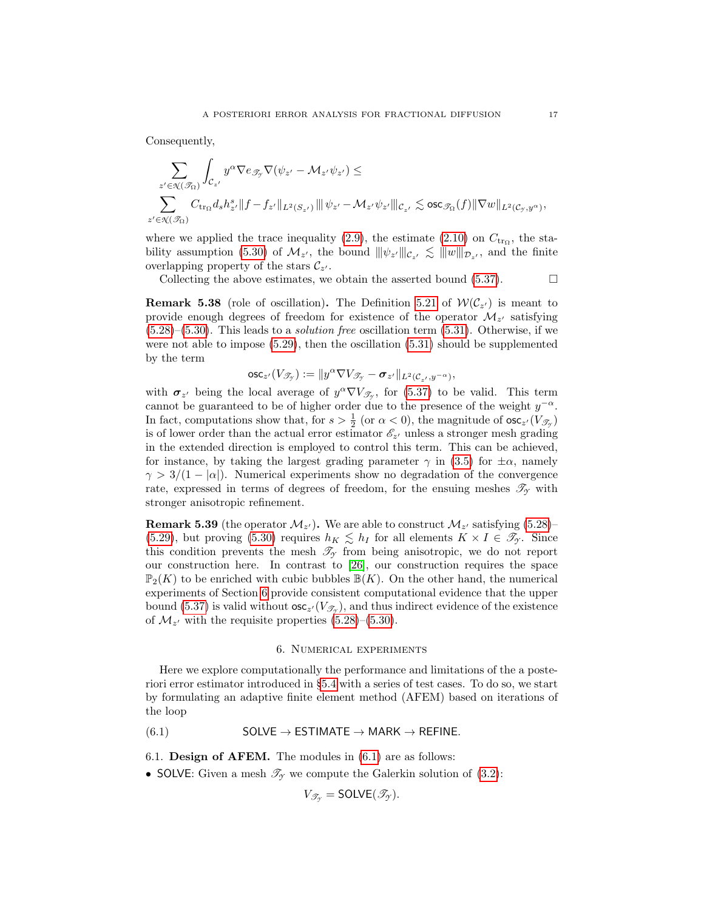Consequently,

$$
\sum_{z' \in \mathcal{N}(\mathscr{T}_\Omega)} \int_{\mathcal{C}_{z'}} y^\alpha \nabla e_{\mathscr{T}_\mathcal{Y}} \nabla(\psi_{z'} - \mathcal{M}_{z'}\psi_{z'}) \leq
$$

$$
\sum_{z' \in \mathcal{N}(\mathscr{T}_\Omega)} C_{\mathrm{tr}_\Omega} d_s h_{z'}^s \|f - f_{z'}\|_{L^2(S_{z'})} |||\, \psi_{z'} - \mathcal{M}_{z'}\psi_{z'} |||_{\mathcal{C}_{z'}} \lesssim \mathsf{osc}_{\mathscr{T}_\Omega}(f) \|\nabla w\|_{L^2(\mathcal{C}_\mathcal{Y}, y^\alpha)},
$$

where we applied the trace inequality (2.9), the estimate (2.10) on $C_{\mathrm{tr}_\Omega}$, the stability assumption (5.30) of $\mathcal{M}_{z'}$, the bound $|||\psi_{z'}|||_{\mathcal{C}_{z'}} \lesssim |||w|||_{\mathcal{D}_{z'}}$, and the finite overlapping property of the stars $\mathcal{C}_{z'}$.

Collecting the above estimates, we obtain the asserted bound (5.37). $\square$

**Remark 5.38** (role of oscillation)**.** The Definition 5.21 of $\mathcal{W}(\mathcal{C}_{z'})$ is meant to provide enough degrees of freedom for existence of the operator $\mathcal{M}_{z'}$ satisfying (5.28)–(5.30). This leads to a *solution free* oscillation term (5.31). Otherwise, if we were not able to impose (5.29), then the oscillation (5.31) should be supplemented by the term

$$
\mathsf{osc}_{z'}(V_{\mathscr{T}_\mathcal{Y}}) := \|y^\alpha \nabla V_{\mathscr{T}_\mathcal{Y}} - \boldsymbol{\sigma}_{z'}\|_{L^2(\mathcal{C}_{z'}, y^{-\alpha})},
$$

with $\boldsymbol{\sigma}_{z'}$ being the local average of $y^\alpha \nabla V_{\mathscr{T}_\mathcal{Y}}$, for (5.37) to be valid. This term cannot be guaranteed to be of higher order due to the presence of the weight $y^{-\alpha}$. In fact, computations show that, for $s > \frac{1}{2}$ (or $\alpha < 0$), the magnitude of $\mathsf{osc}_{z'}(V_{\mathscr{T}_\mathcal{Y}})$ is of lower order than the actual error estimator $\mathscr{E}_{z'}$ unless a stronger mesh grading in the extended direction is employed to control this term. This can be achieved, for instance, by taking the largest grading parameter $\gamma$ in (3.5) for $\pm\alpha$, namely $\gamma > 3/(1 - |\alpha|)$. Numerical experiments show no degradation of the convergence rate, expressed in terms of degrees of freedom, for the ensuing meshes $\mathscr{T}_\mathcal{Y}$ with stronger anisotropic refinement.

**Remark 5.39** (the operator $\mathcal{M}_{z'}$)**.** We are able to construct $\mathcal{M}_{z'}$ satisfying (5.28)–(5.29), but proving (5.30) requires $h_K \lesssim h_I$ for all elements $K \times I \in \mathscr{T}_\mathcal{Y}$. Since this condition prevents the mesh $\mathscr{T}_\mathcal{Y}$ from being anisotropic, we do not report our construction here. In contrast to [26], our construction requires the space $\mathbb{P}_2(K)$ to be enriched with cubic bubbles $\mathbb{B}(K)$. On the other hand, the numerical experiments of Section 6 provide consistent computational evidence that the upper bound (5.37) is valid without $\mathsf{osc}_{z'}(V_{\mathscr{T}_\mathcal{Y}})$, and thus indirect evidence of the existence of $\mathcal{M}_{z'}$ with the requisite properties (5.28)–(5.30).

## 6. Numerical experiments

Here we explore computationally the performance and limitations of the a posteriori error estimator introduced in §5.4 with a series of test cases. To do so, we start by formulating an adaptive finite element method (AFEM) based on iterations of the loop

$$
\mathsf{SOLVE} \rightarrow \mathsf{ESTIMATE} \rightarrow \mathsf{MARK} \rightarrow \mathsf{REFINE}. \tag{6.1}
$$

### 6.1. **Design of AFEM.**

The modules in (6.1) are as follows:

- $\mathsf{SOLVE}$: Given a mesh $\mathscr{T}_\mathcal{Y}$ we compute the Galerkin solution of (3.2):

$$
V_{\mathscr{T}_\mathcal{Y}} = \mathsf{SOLVE}(\mathscr{T}_\mathcal{Y}).
$$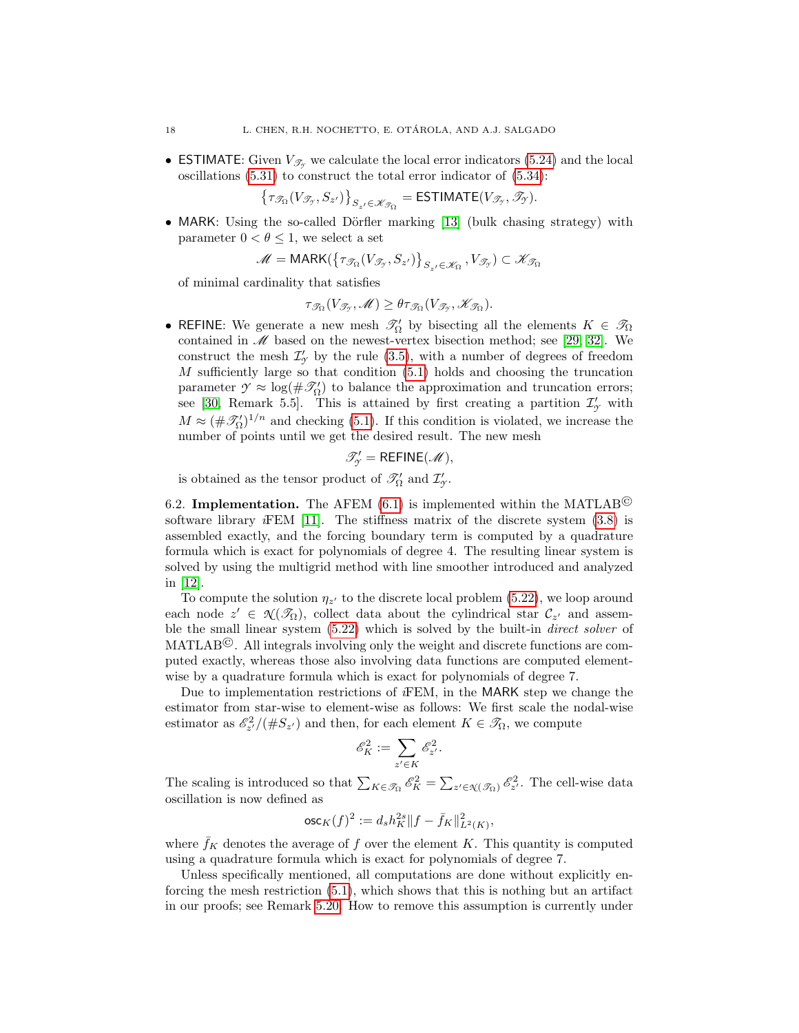- ESTIMATE: Given $V_{\mathscr{T}_{\mathcal{Y}}}$ we calculate the local error indicators (5.24) and the local oscillations (5.31) to construct the total error indicator of (5.34):

$$\left\{\tau_{\mathscr{T}_\Omega}(V_{\mathscr{T}_{\mathcal{Y}}}, S_{z'})\right\}_{S_{z'} \in \mathscr{K}_{\mathscr{T}_\Omega}} = \mathsf{ESTIMATE}(V_{\mathscr{T}_{\mathcal{Y}}}, \mathscr{T}_{\mathcal{Y}}).$$

- MARK: Using the so-called Dörfler marking [13] (bulk chasing strategy) with parameter $0 < \theta \leq 1$, we select a set

$$\mathscr{M} = \mathsf{MARK}(\left\{\tau_{\mathscr{T}_\Omega}(V_{\mathscr{T}_{\mathcal{Y}}}, S_{z'})\right\}_{S_{z'} \in \mathscr{K}_\Omega}, V_{\mathscr{T}_{\mathcal{Y}}}) \subset \mathscr{K}_{\mathscr{T}_\Omega}$$

of minimal cardinality that satisfies

$$\tau_{\mathscr{T}_\Omega}(V_{\mathscr{T}_{\mathcal{Y}}}, \mathscr{M}) \geq \theta \tau_{\mathscr{T}_\Omega}(V_{\mathscr{T}_{\mathcal{Y}}}, \mathscr{K}_{\mathscr{T}_\Omega}).$$

- REFINE: We generate a new mesh $\mathscr{T}_\Omega'$ by bisecting all the elements $K \in \mathscr{T}_\Omega$ contained in $\mathscr{M}$ based on the newest-vertex bisection method; see [29, 32]. We construct the mesh $\mathcal{I}_{\mathcal{Y}}'$ by the rule (3.5), with a number of degrees of freedom $M$ sufficiently large so that condition (5.1) holds and choosing the truncation parameter $\mathcal{Y} \approx \log(\#\mathscr{T}_\Omega')$ to balance the approximation and truncation errors; see [30, Remark 5.5]. This is attained by first creating a partition $\mathcal{I}_{\mathcal{Y}}'$ with $M \approx (\#\mathscr{T}_\Omega')^{1/n}$ and checking (5.1). If this condition is violated, we increase the number of points until we get the desired result. The new mesh

$$\mathscr{T}_{\mathcal{Y}}' = \mathsf{REFINE}(\mathscr{M}),$$

is obtained as the tensor product of $\mathscr{T}_\Omega'$ and $\mathcal{I}_{\mathcal{Y}}'$.

6.2. **Implementation.** The AFEM (6.1) is implemented within the MATLAB© software library *i*FEM [11]. The stiffness matrix of the discrete system (3.8) is assembled exactly, and the forcing boundary term is computed by a quadrature formula which is exact for polynomials of degree 4. The resulting linear system is solved by using the multigrid method with line smoother introduced and analyzed in [12].

To compute the solution $\eta_{z'}$ to the discrete local problem (5.22), we loop around each node $z' \in \mathcal{N}(\mathscr{T}_\Omega)$, collect data about the cylindrical star $\mathcal{C}_{z'}$ and assemble the small linear system (5.22) which is solved by the built-in *direct solver* of MATLAB©. All integrals involving only the weight and discrete functions are computed exactly, whereas those also involving data functions are computed element-wise by a quadrature formula which is exact for polynomials of degree 7.

Due to implementation restrictions of *i*FEM, in the MARK step we change the estimator from star-wise to element-wise as follows: We first scale the nodal-wise estimator as $\mathscr{E}_{z'}^2/(\#S_{z'})$ and then, for each element $K \in \mathscr{T}_\Omega$, we compute

$$\mathscr{E}_K^2 := \sum_{z' \in K} \mathscr{E}_{z'}^2.$$

The scaling is introduced so that $\sum_{K \in \mathscr{T}_\Omega} \mathscr{E}_K^2 = \sum_{z' \in \mathcal{N}(\mathscr{T}_\Omega)} \mathscr{E}_{z'}^2$. The cell-wise data oscillation is now defined as

$$\mathsf{osc}_K(f)^2 := d_s h_K^{2s} \|f - \bar{f}_K\|_{L^2(K)}^2,$$

where $\bar{f}_K$ denotes the average of $f$ over the element $K$. This quantity is computed using a quadrature formula which is exact for polynomials of degree 7.

Unless specifically mentioned, all computations are done without explicitly enforcing the mesh restriction (5.1), which shows that this is nothing but an artifact in our proofs; see Remark 5.20. How to remove this assumption is currently under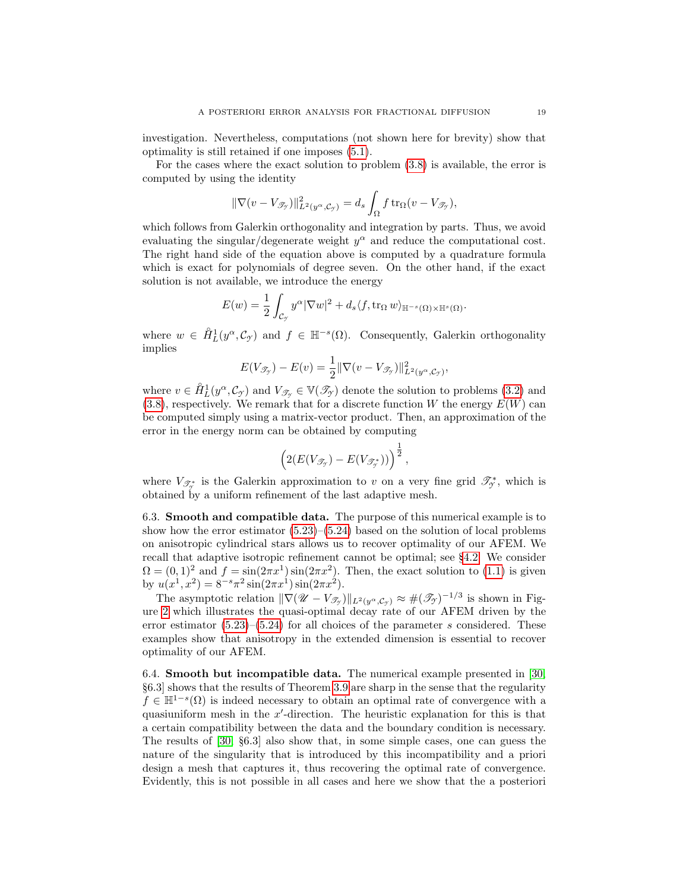investigation. Nevertheless, computations (not shown here for brevity) show that optimality is still retained if one imposes (5.1).

For the cases where the exact solution to problem (3.8) is available, the error is computed by using the identity

$$\|\nabla(v - V_{\mathscr{T}_\mathscr{Y}})\|^2_{L^2(y^\alpha, \mathcal{C}_\mathscr{Y})} = d_s \int_\Omega f \operatorname{tr}_\Omega(v - V_{\mathscr{T}_\mathscr{Y}}),$$

which follows from Galerkin orthogonality and integration by parts. Thus, we avoid evaluating the singular/degenerate weight $y^\alpha$ and reduce the computational cost. The right hand side of the equation above is computed by a quadrature formula which is exact for polynomials of degree seven. On the other hand, if the exact solution is not available, we introduce the energy

$$E(w) = \frac{1}{2} \int_{\mathcal{C}_\mathscr{Y}} y^\alpha |\nabla w|^2 + d_s \langle f, \operatorname{tr}_\Omega w \rangle_{\mathbb{H}^{-s}(\Omega) \times \mathbb{H}^s(\Omega)}.$$

where $w \in \mathring{H}^1_L(y^\alpha, \mathcal{C}_\mathscr{Y})$ and $f \in \mathbb{H}^{-s}(\Omega)$. Consequently, Galerkin orthogonality implies

$$E(V_{\mathscr{T}_\mathscr{Y}}) - E(v) = \frac{1}{2} \|\nabla(v - V_{\mathscr{T}_\mathscr{Y}})\|^2_{L^2(y^\alpha, \mathcal{C}_\mathscr{Y})},$$

where $v \in \mathring{H}^1_L(y^\alpha, \mathcal{C}_\mathscr{Y})$ and $V_{\mathscr{T}_\mathscr{Y}} \in \mathbb{V}(\mathscr{T}_\mathscr{Y})$ denote the solution to problems (3.2) and (3.8), respectively. We remark that for a discrete function $W$ the energy $E(W)$ can be computed simply using a matrix-vector product. Then, an approximation of the error in the energy norm can be obtained by computing

$$\Big( 2(E(V_{\mathscr{T}_\mathscr{Y}}) - E(V_{\mathscr{T}^*_\mathscr{Y}})) \Big)^{\frac{1}{2}},$$

where $V_{\mathscr{T}^*_\mathscr{Y}}$ is the Galerkin approximation to $v$ on a very fine grid $\mathscr{T}^*_\mathscr{Y}$, which is obtained by a uniform refinement of the last adaptive mesh.

**6.3. Smooth and compatible data.** The purpose of this numerical example is to show how the error estimator (5.23)–(5.24) based on the solution of local problems on anisotropic cylindrical stars allows us to recover optimality of our AFEM. We recall that adaptive isotropic refinement cannot be optimal; see §4.2. We consider $\Omega = (0,1)^2$ and $f = \sin(2\pi x^1)\sin(2\pi x^2)$. Then, the exact solution to (1.1) is given by $u(x^1, x^2) = 8^{-s}\pi^2 \sin(2\pi x^1)\sin(2\pi x^2)$.

The asymptotic relation $\|\nabla(\mathscr{U} - V_{\mathscr{T}_\mathscr{Y}})\|_{L^2(y^\alpha, \mathcal{C}_\mathscr{Y})} \approx \#(\mathscr{T}_\mathscr{Y})^{-1/3}$ is shown in Figure 2 which illustrates the quasi-optimal decay rate of our AFEM driven by the error estimator (5.23)–(5.24) for all choices of the parameter $s$ considered. These examples show that anisotropy in the extended dimension is essential to recover optimality of our AFEM.

**6.4. Smooth but incompatible data.** The numerical example presented in [30, §6.3] shows that the results of Theorem 3.9 are sharp in the sense that the regularity $f \in \mathbb{H}^{1-s}(\Omega)$ is indeed necessary to obtain an optimal rate of convergence with a quasiuniform mesh in the $x'$-direction. The heuristic explanation for this is that a certain compatibility between the data and the boundary condition is necessary. The results of [30, §6.3] also show that, in some simple cases, one can guess the nature of the singularity that is introduced by this incompatibility and a priori design a mesh that captures it, thus recovering the optimal rate of convergence. Evidently, this is not possible in all cases and here we show that the a posteriori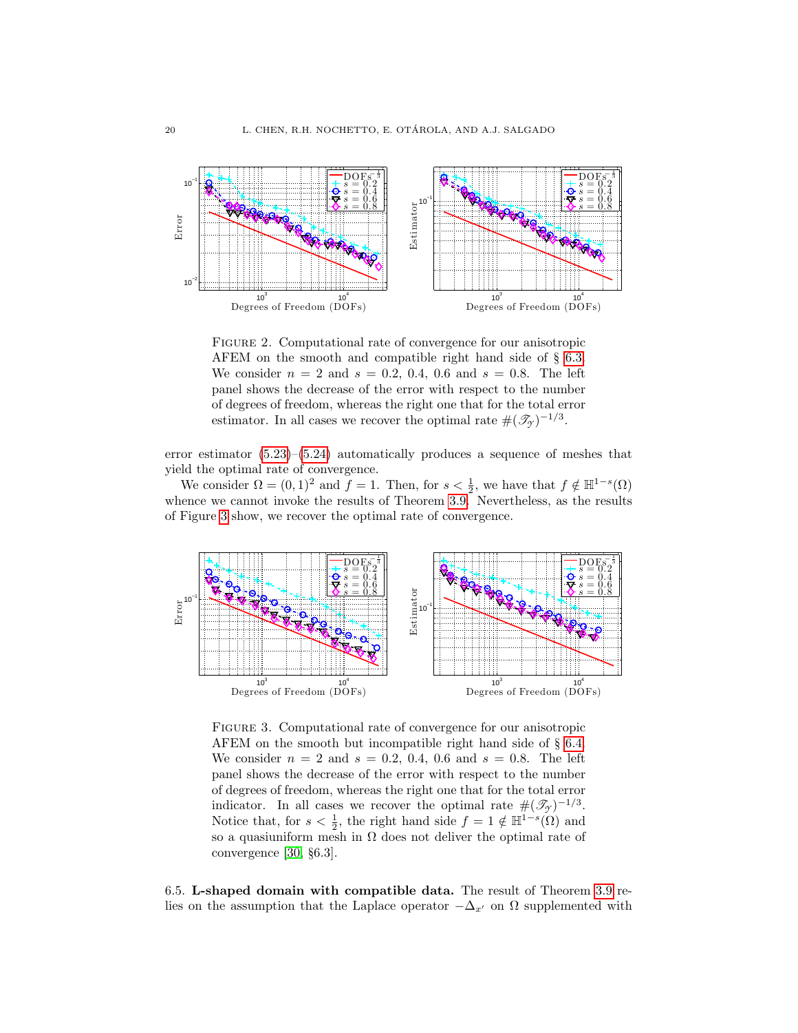FIGURE 2. Computational rate of convergence for our anisotropic AFEM on the smooth and compatible right hand side of § 6.3. We consider $n = 2$ and $s = 0.2$, 0.4, 0.6 and $s = 0.8$. The left panel shows the decrease of the error with respect to the number of degrees of freedom, whereas the right one that for the total error estimator. In all cases we recover the optimal rate $\#(\mathscr{T}_{\mathcal{Y}})^{-1/3}$.

error estimator (5.23)–(5.24) automatically produces a sequence of meshes that yield the optimal rate of convergence.

We consider $\Omega = (0,1)^2$ and $f = 1$. Then, for $s < \frac{1}{2}$, we have that $f \notin \mathbb{H}^{1-s}(\Omega)$ whence we cannot invoke the results of Theorem 3.9. Nevertheless, as the results of Figure 3 show, we recover the optimal rate of convergence.

FIGURE 3. Computational rate of convergence for our anisotropic AFEM on the smooth but incompatible right hand side of § 6.4. We consider $n = 2$ and $s = 0.2$, 0.4, 0.6 and $s = 0.8$. The left panel shows the decrease of the error with respect to the number of degrees of freedom, whereas the right one that for the total error indicator. In all cases we recover the optimal rate $\#(\mathscr{T}_{\mathcal{Y}})^{-1/3}$. Notice that, for $s < \frac{1}{2}$, the right hand side $f = 1 \notin \mathbb{H}^{1-s}(\Omega)$ and so a quasiuniform mesh in $\Omega$ does not deliver the optimal rate of convergence [30, §6.3].

6.5. **L-shaped domain with compatible data.** The result of Theorem 3.9 relies on the assumption that the Laplace operator $-\Delta_{x'}$ on $\Omega$ supplemented with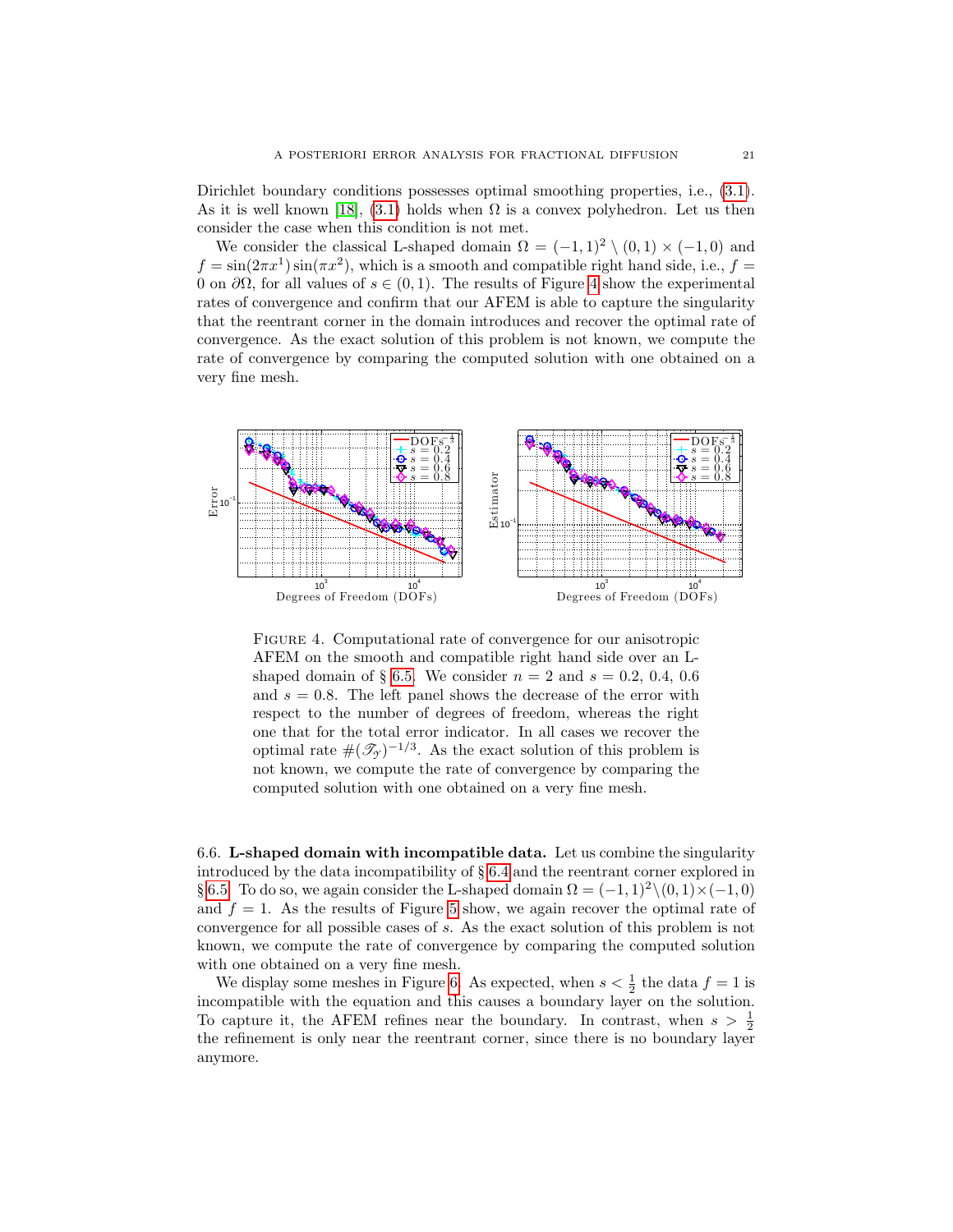Dirichlet boundary conditions possesses optimal smoothing properties, i.e., (3.1). As it is well known [18], (3.1) holds when $\Omega$ is a convex polyhedron. Let us then consider the case when this condition is not met.

We consider the classical L-shaped domain $\Omega = (-1,1)^2 \setminus (0,1) \times (-1,0)$ and $f = \sin(2\pi x^1)\sin(\pi x^2)$, which is a smooth and compatible right hand side, i.e., $f = 0$ on $\partial\Omega$, for all values of $s \in (0,1)$. The results of Figure 4 show the experimental rates of convergence and confirm that our AFEM is able to capture the singularity that the reentrant corner in the domain introduces and recover the optimal rate of convergence. As the exact solution of this problem is not known, we compute the rate of convergence by comparing the computed solution with one obtained on a very fine mesh.

Figure 4. Computational rate of convergence for our anisotropic AFEM on the smooth and compatible right hand side over an L-shaped domain of § 6.5. We consider $n = 2$ and $s = 0.2$, $0.4$, $0.6$ and $s = 0.8$. The left panel shows the decrease of the error with respect to the number of degrees of freedom, whereas the right one that for the total error indicator. In all cases we recover the optimal rate $\#(\mathscr{T}_{\mathcal{Y}})^{-1/3}$. As the exact solution of this problem is not known, we compute the rate of convergence by comparing the computed solution with one obtained on a very fine mesh.

6.6. **L-shaped domain with incompatible data.** Let us combine the singularity introduced by the data incompatibility of § 6.4 and the reentrant corner explored in § 6.5. To do so, we again consider the L-shaped domain $\Omega = (-1,1)^2 \setminus (0,1) \times (-1,0)$ and $f = 1$. As the results of Figure 5 show, we again recover the optimal rate of convergence for all possible cases of $s$. As the exact solution of this problem is not known, we compute the rate of convergence by comparing the computed solution with one obtained on a very fine mesh.

We display some meshes in Figure 6. As expected, when $s < \frac{1}{2}$ the data $f = 1$ is incompatible with the equation and this causes a boundary layer on the solution. To capture it, the AFEM refines near the boundary. In contrast, when $s > \frac{1}{2}$ the refinement is only near the reentrant corner, since there is no boundary layer anymore.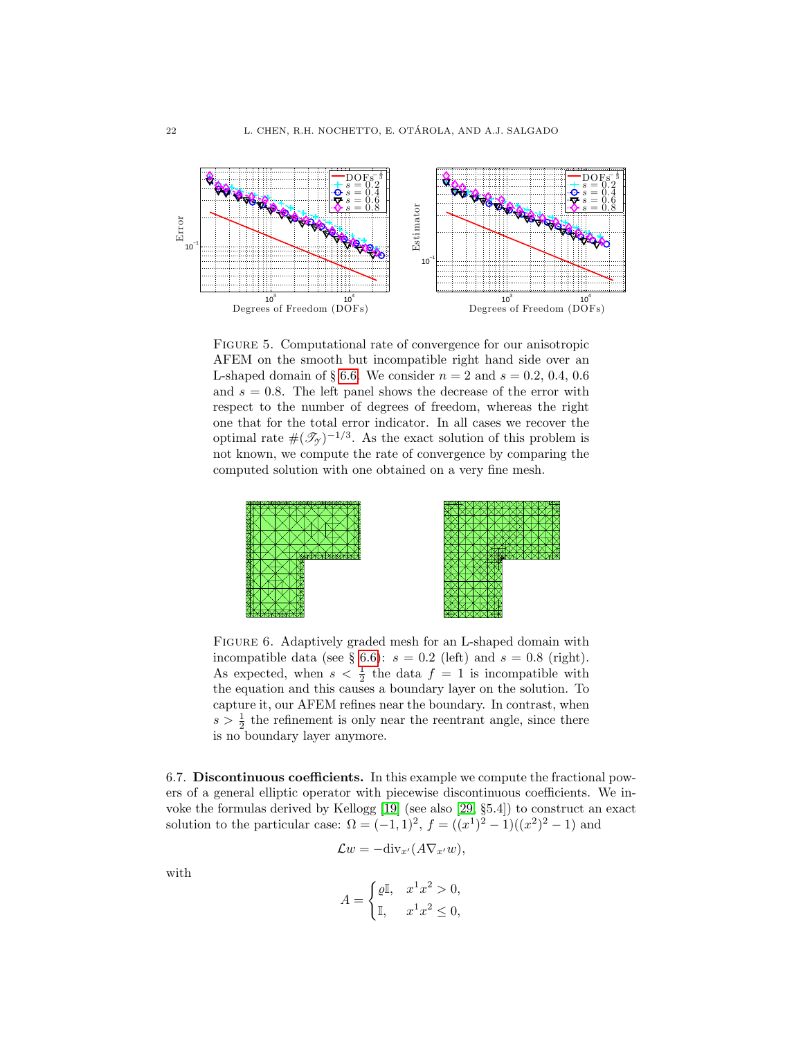FIGURE 5. Computational rate of convergence for our anisotropic AFEM on the smooth but incompatible right hand side over an L-shaped domain of § 6.6. We consider $n = 2$ and $s = 0.2, 0.4, 0.6$ and $s = 0.8$. The left panel shows the decrease of the error with respect to the number of degrees of freedom, whereas the right one that for the total error indicator. In all cases we recover the optimal rate $\#(\mathscr{T}_{\mathscr{Y}})^{-1/3}$. As the exact solution of this problem is not known, we compute the rate of convergence by comparing the computed solution with one obtained on a very fine mesh.

FIGURE 6. Adaptively graded mesh for an L-shaped domain with incompatible data (see § 6.6): $s = 0.2$ (left) and $s = 0.8$ (right). As expected, when $s < \frac{1}{2}$ the data $f = 1$ is incompatible with the equation and this causes a boundary layer on the solution. To capture it, our AFEM refines near the boundary. In contrast, when $s > \frac{1}{2}$ the refinement is only near the reentrant angle, since there is no boundary layer anymore.

6.7. **Discontinuous coefficients.** In this example we compute the fractional powers of a general elliptic operator with piecewise discontinuous coefficients. We invoke the formulas derived by Kellogg [19] (see also [29, §5.4]) to construct an exact solution to the particular case: $\Omega = (-1, 1)^2$, $f = ((x^1)^2 - 1)((x^2)^2 - 1)$ and

$$\mathcal{L}w = -\mathrm{div}_{x'}(A\nabla_{x'}w),$$

with

$$A = \begin{cases} \varrho\mathbb{I}, & x^1x^2 > 0, \\ \mathbb{I}, & x^1x^2 \leq 0, \end{cases}$$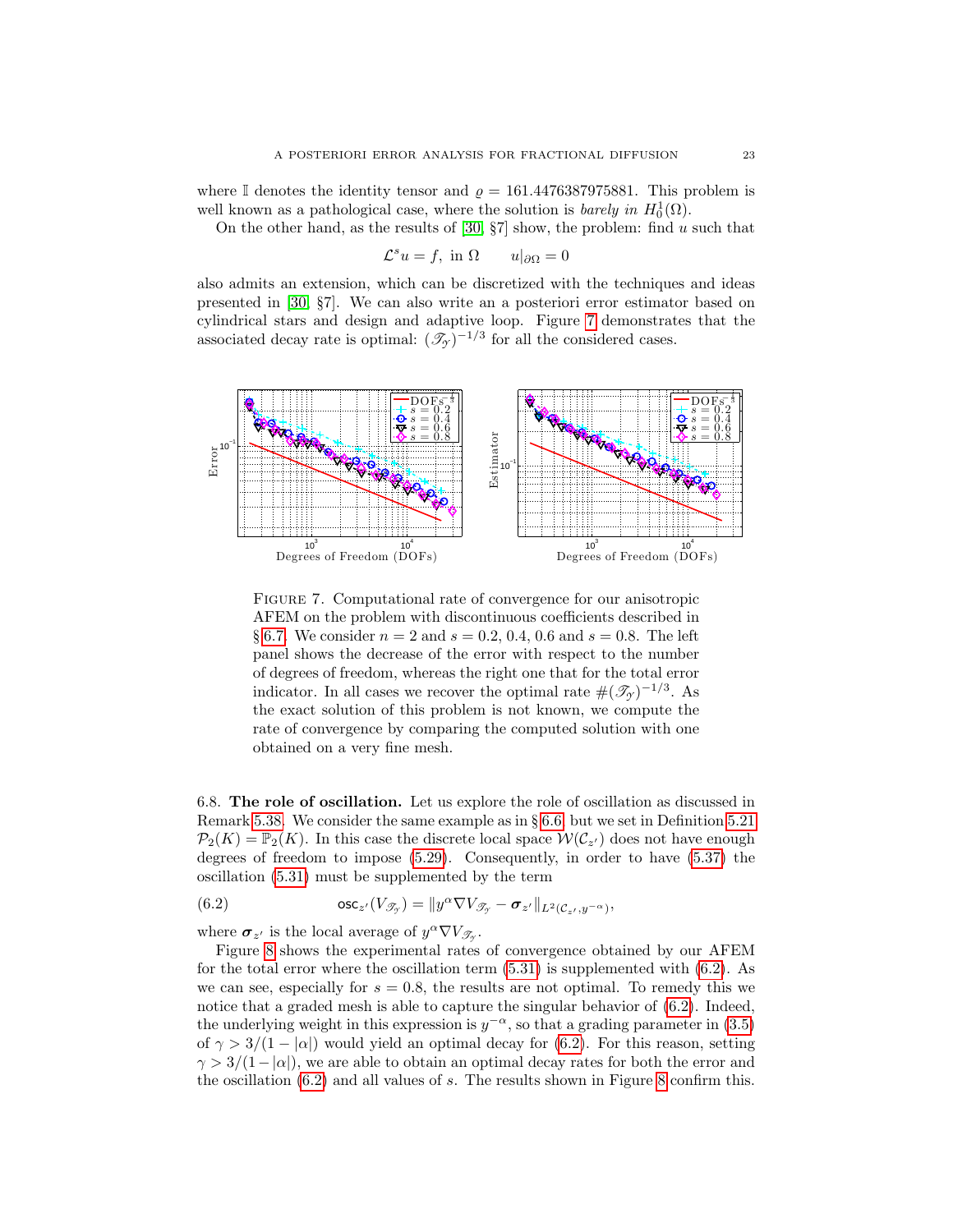where $\mathbb{I}$ denotes the identity tensor and $\varrho = 161.4476387975881$. This problem is well known as a pathological case, where the solution is *barely in* $H_0^1(\Omega)$.

On the other hand, as the results of [30, §7] show, the problem: find $u$ such that

$$\mathcal{L}^s u = f, \text{ in } \Omega \qquad u|_{\partial\Omega} = 0$$

also admits an extension, which can be discretized with the techniques and ideas presented in [30, §7]. We can also write an a posteriori error estimator based on cylindrical stars and design and adaptive loop. Figure 7 demonstrates that the associated decay rate is optimal: $(\mathscr{T}_\mathscr{Y})^{-1/3}$ for all the considered cases.

FIGURE 7. Computational rate of convergence for our anisotropic AFEM on the problem with discontinuous coefficients described in § 6.7. We consider $n = 2$ and $s = 0.2, 0.4, 0.6$ and $s = 0.8$. The left panel shows the decrease of the error with respect to the number of degrees of freedom, whereas the right one that for the total error indicator. In all cases we recover the optimal rate $\#(\mathscr{T}_\mathscr{Y})^{-1/3}$. As the exact solution of this problem is not known, we compute the rate of convergence by comparing the computed solution with one obtained on a very fine mesh.

6.8. **The role of oscillation.** Let us explore the role of oscillation as discussed in Remark 5.38. We consider the same example as in § 6.6 but we set in Definition 5.21 $\mathcal{P}_2(K) = \mathbb{P}_2(K)$. In this case the discrete local space $\mathcal{W}(\mathcal{C}_{z'})$ does not have enough degrees of freedom to impose (5.29). Consequently, in order to have (5.37) the oscillation (5.31) must be supplemented by the term

$$\mathsf{osc}_{z'}(V_{\mathscr{T}_\mathscr{Y}}) = \| y^\alpha \nabla V_{\mathscr{T}_\mathscr{Y}} - \boldsymbol{\sigma}_{z'} \|_{L^2(\mathcal{C}_{z'}, y^{-\alpha})}, \tag{6.2}$$

where $\boldsymbol{\sigma}_{z'}$ is the local average of $y^\alpha \nabla V_{\mathscr{T}_\mathscr{Y}}$.

Figure 8 shows the experimental rates of convergence obtained by our AFEM for the total error where the oscillation term (5.31) is supplemented with (6.2). As we can see, especially for $s = 0.8$, the results are not optimal. To remedy this we notice that a graded mesh is able to capture the singular behavior of (6.2). Indeed, the underlying weight in this expression is $y^{-\alpha}$, so that a grading parameter in (3.5) of $\gamma > 3/(1 - |\alpha|)$ would yield an optimal decay for (6.2). For this reason, setting $\gamma > 3/(1 - |\alpha|)$, we are able to obtain an optimal decay rates for both the error and the oscillation (6.2) and all values of $s$. The results shown in Figure 8 confirm this.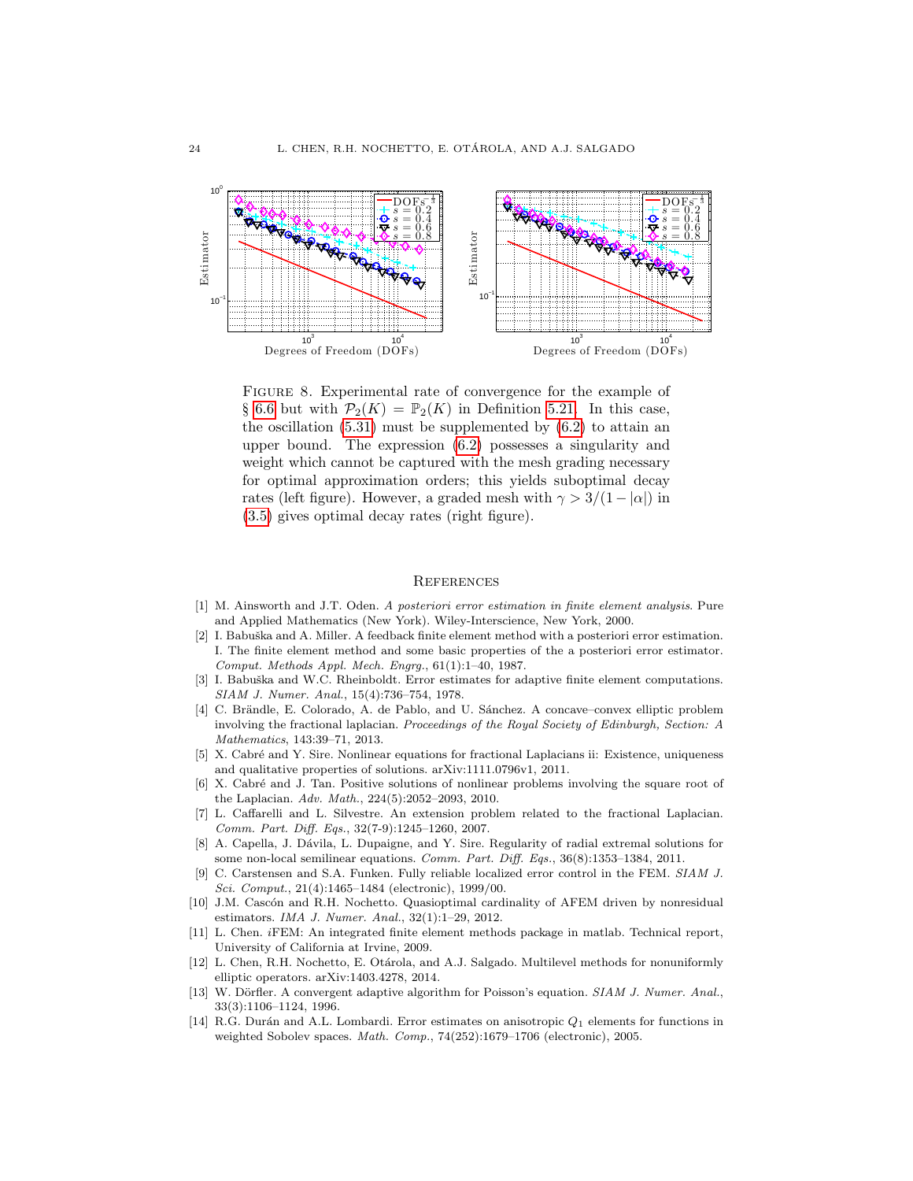FIGURE 8. Experimental rate of convergence for the example of § 6.6 but with $\mathcal{P}_2(K) = \mathbb{P}_2(K)$ in Definition 5.21. In this case, the oscillation (5.31) must be supplemented by (6.2) to attain an upper bound. The expression (6.2) possesses a singularity and weight which cannot be captured with the mesh grading necessary for optimal approximation orders; this yields suboptimal decay rates (left figure). However, a graded mesh with $\gamma > 3/(1-|\alpha|)$ in (3.5) gives optimal decay rates (right figure).

## REFERENCES

[1] M. Ainsworth and J.T. Oden. *A posteriori error estimation in finite element analysis*. Pure and Applied Mathematics (New York). Wiley-Interscience, New York, 2000.

[2] I. Babuška and A. Miller. A feedback finite element method with a posteriori error estimation. I. The finite element method and some basic properties of the a posteriori error estimator. *Comput. Methods Appl. Mech. Engrg.*, 61(1):1–40, 1987.

[3] I. Babuška and W.C. Rheinboldt. Error estimates for adaptive finite element computations. *SIAM J. Numer. Anal.*, 15(4):736–754, 1978.

[4] C. Brändle, E. Colorado, A. de Pablo, and U. Sánchez. A concave–convex elliptic problem involving the fractional laplacian. *Proceedings of the Royal Society of Edinburgh, Section: A Mathematics*, 143:39–71, 2013.

[5] X. Cabré and Y. Sire. Nonlinear equations for fractional Laplacians ii: Existence, uniqueness and qualitative properties of solutions. arXiv:1111.0796v1, 2011.

[6] X. Cabré and J. Tan. Positive solutions of nonlinear problems involving the square root of the Laplacian. *Adv. Math.*, 224(5):2052–2093, 2010.

[7] L. Caffarelli and L. Silvestre. An extension problem related to the fractional Laplacian. *Comm. Part. Diff. Eqs.*, 32(7-9):1245–1260, 2007.

[8] A. Capella, J. Dávila, L. Dupaigne, and Y. Sire. Regularity of radial extremal solutions for some non-local semilinear equations. *Comm. Part. Diff. Eqs.*, 36(8):1353–1384, 2011.

[9] C. Carstensen and S.A. Funken. Fully reliable localized error control in the FEM. *SIAM J. Sci. Comput.*, 21(4):1465–1484 (electronic), 1999/00.

[10] J.M. Cascón and R.H. Nochetto. Quasioptimal cardinality of AFEM driven by nonresidual estimators. *IMA J. Numer. Anal.*, 32(1):1–29, 2012.

[11] L. Chen. *i*FEM: An integrated finite element methods package in matlab. Technical report, University of California at Irvine, 2009.

[12] L. Chen, R.H. Nochetto, E. Otárola, and A.J. Salgado. Multilevel methods for nonuniformly elliptic operators. arXiv:1403.4278, 2014.

[13] W. Dörfler. A convergent adaptive algorithm for Poisson's equation. *SIAM J. Numer. Anal.*, 33(3):1106–1124, 1996.

[14] R.G. Durán and A.L. Lombardi. Error estimates on anisotropic $Q_1$ elements for functions in weighted Sobolev spaces. *Math. Comp.*, 74(252):1679–1706 (electronic), 2005.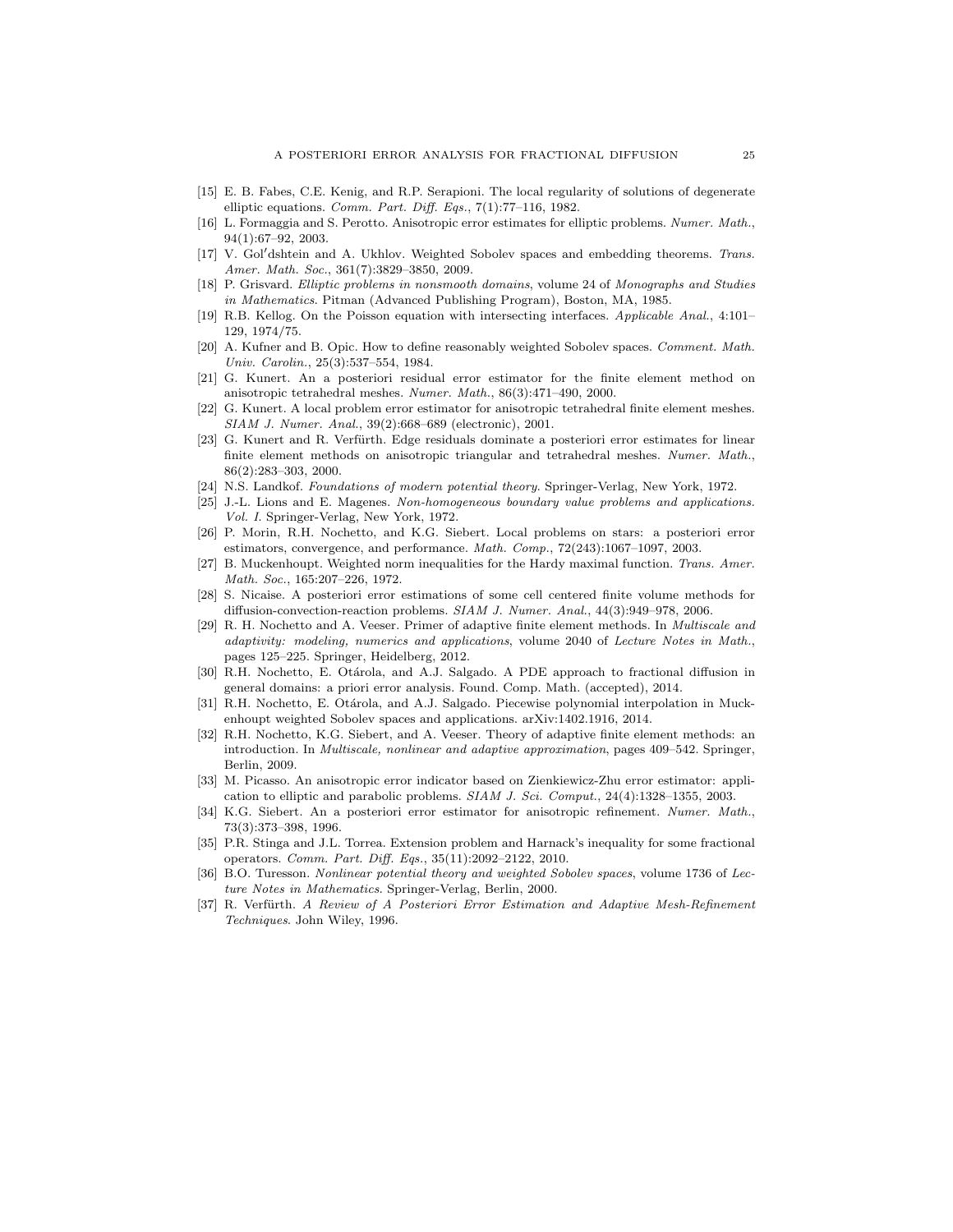[15] E. B. Fabes, C.E. Kenig, and R.P. Serapioni. The local regularity of solutions of degenerate elliptic equations. *Comm. Part. Diff. Eqs.*, 7(1):77–116, 1982.

[16] L. Formaggia and S. Perotto. Anisotropic error estimates for elliptic problems. *Numer. Math.*, 94(1):67–92, 2003.

[17] V. Gol′dshtein and A. Ukhlov. Weighted Sobolev spaces and embedding theorems. *Trans. Amer. Math. Soc.*, 361(7):3829–3850, 2009.

[18] P. Grisvard. *Elliptic problems in nonsmooth domains*, volume 24 of *Monographs and Studies in Mathematics*. Pitman (Advanced Publishing Program), Boston, MA, 1985.

[19] R.B. Kellog. On the Poisson equation with intersecting interfaces. *Applicable Anal.*, 4:101–129, 1974/75.

[20] A. Kufner and B. Opic. How to define reasonably weighted Sobolev spaces. *Comment. Math. Univ. Carolin.*, 25(3):537–554, 1984.

[21] G. Kunert. An a posteriori residual error estimator for the finite element method on anisotropic tetrahedral meshes. *Numer. Math.*, 86(3):471–490, 2000.

[22] G. Kunert. A local problem error estimator for anisotropic tetrahedral finite element meshes. *SIAM J. Numer. Anal.*, 39(2):668–689 (electronic), 2001.

[23] G. Kunert and R. Verfürth. Edge residuals dominate a posteriori error estimates for linear finite element methods on anisotropic triangular and tetrahedral meshes. *Numer. Math.*, 86(2):283–303, 2000.

[24] N.S. Landkof. *Foundations of modern potential theory*. Springer-Verlag, New York, 1972.

[25] J.-L. Lions and E. Magenes. *Non-homogeneous boundary value problems and applications. Vol. I*. Springer-Verlag, New York, 1972.

[26] P. Morin, R.H. Nochetto, and K.G. Siebert. Local problems on stars: a posteriori error estimators, convergence, and performance. *Math. Comp.*, 72(243):1067–1097, 2003.

[27] B. Muckenhoupt. Weighted norm inequalities for the Hardy maximal function. *Trans. Amer. Math. Soc.*, 165:207–226, 1972.

[28] S. Nicaise. A posteriori error estimations of some cell centered finite volume methods for diffusion-convection-reaction problems. *SIAM J. Numer. Anal.*, 44(3):949–978, 2006.

[29] R. H. Nochetto and A. Veeser. Primer of adaptive finite element methods. In *Multiscale and adaptivity: modeling, numerics and applications*, volume 2040 of *Lecture Notes in Math.*, pages 125–225. Springer, Heidelberg, 2012.

[30] R.H. Nochetto, E. Otárola, and A.J. Salgado. A PDE approach to fractional diffusion in general domains: a priori error analysis. Found. Comp. Math. (accepted), 2014.

[31] R.H. Nochetto, E. Otárola, and A.J. Salgado. Piecewise polynomial interpolation in Muckenhoupt weighted Sobolev spaces and applications. arXiv:1402.1916, 2014.

[32] R.H. Nochetto, K.G. Siebert, and A. Veeser. Theory of adaptive finite element methods: an introduction. In *Multiscale, nonlinear and adaptive approximation*, pages 409–542. Springer, Berlin, 2009.

[33] M. Picasso. An anisotropic error indicator based on Zienkiewicz-Zhu error estimator: application to elliptic and parabolic problems. *SIAM J. Sci. Comput.*, 24(4):1328–1355, 2003.

[34] K.G. Siebert. An a posteriori error estimator for anisotropic refinement. *Numer. Math.*, 73(3):373–398, 1996.

[35] P.R. Stinga and J.L. Torrea. Extension problem and Harnack's inequality for some fractional operators. *Comm. Part. Diff. Eqs.*, 35(11):2092–2122, 2010.

[36] B.O. Turesson. *Nonlinear potential theory and weighted Sobolev spaces*, volume 1736 of *Lecture Notes in Mathematics*. Springer-Verlag, Berlin, 2000.

[37] R. Verfürth. *A Review of A Posteriori Error Estimation and Adaptive Mesh-Refinement Techniques*. John Wiley, 1996.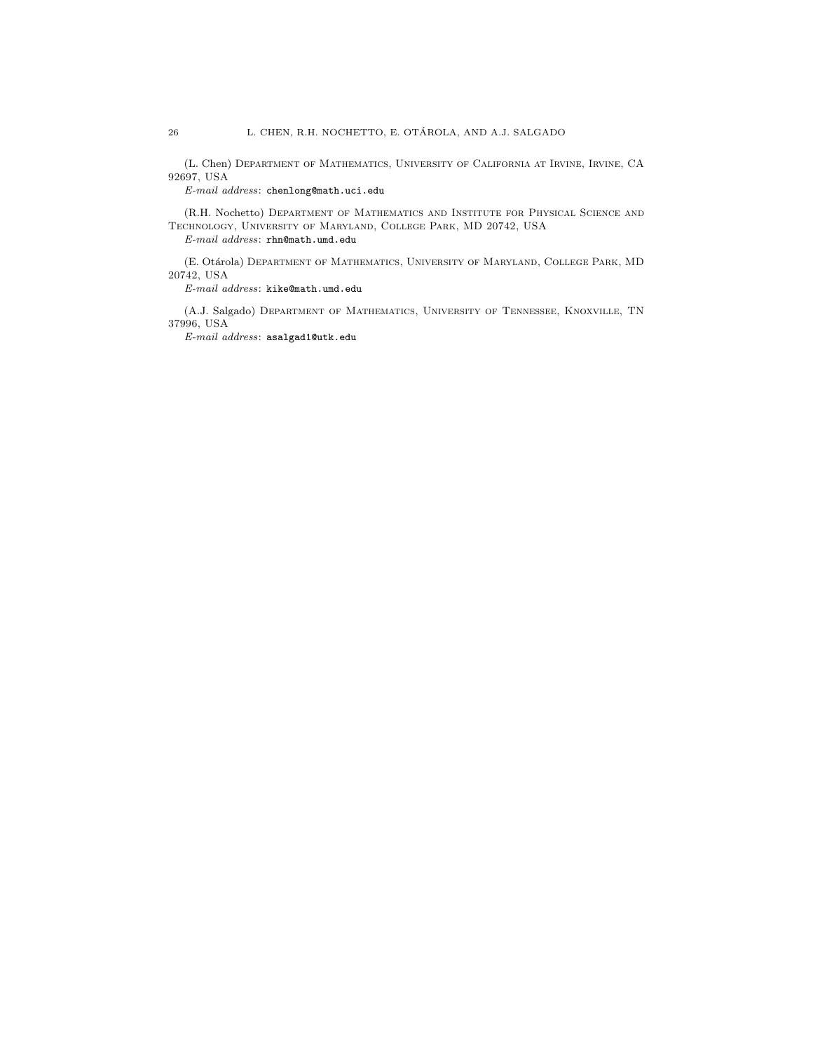(L. Chen) Department of Mathematics, University of California at Irvine, Irvine, CA 92697, USA

*E-mail address*: chenlong@math.uci.edu

(R.H. Nochetto) Department of Mathematics and Institute for Physical Science and Technology, University of Maryland, College Park, MD 20742, USA

*E-mail address*: rhn@math.umd.edu

(E. Otárola) Department of Mathematics, University of Maryland, College Park, MD 20742, USA

*E-mail address*: kike@math.umd.edu

(A.J. Salgado) Department of Mathematics, University of Tennessee, Knoxville, TN 37996, USA

*E-mail address*: asalgad1@utk.edu